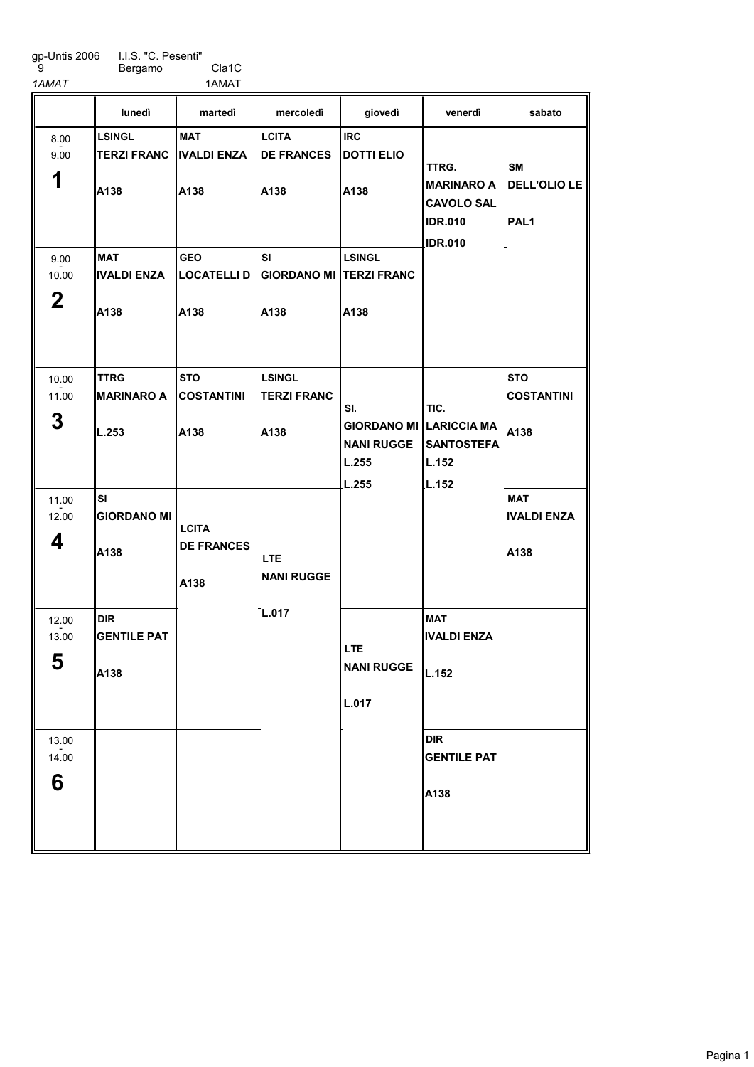gp-Untis 2006 I.I.S. "C. Pesenti"
9 Bergamo Cla1C
*1AMAT* 1AMAT

| | lunedì | martedì | mercoledì | giovedì | venerdì | sabato |
|---|---|---|---|---|---|---|
| 8.00 - 9.00 **1** | **LSINGL** **TERZI FRANC** **A138** | **MAT** **IVALDI ENZA** **A138** | **LCITA** **DE FRANCES** **A138** | **IRC** **DOTTI ELIO** **A138** | TTRG. **MARINARO A** **CAVOLO SAL** **IDR.010** **IDR.010** | **SM** **DELL'OLIO LE** **PAL1** |
| 9.00 - 10.00 **2** | **MAT** **IVALDI ENZA** **A138** | **GEO** **LOCATELLI D** **A138** | **SI** **GIORDANO MI** **A138** | **LSINGL** **TERZI FRANC** **A138** | | |
| 10.00 - 11.00 **3** | **TTRG** **MARINARO A** **L.253** | **STO** **COSTANTINI** **A138** | **LSINGL** **TERZI FRANC** **A138** | SI. **GIORDANO MI** **NANI RUGGE** **L.255** **L.255** | TIC. **LARICCIA MA** **SANTOSTEFA** **L.152** **L.152** | **STO** **COSTANTINI** **A138** |
| 11.00 - 12.00 **4** | **SI** **GIORDANO MI** **A138** | **LCITA** **DE FRANCES** **A138** | **LTE** **NANI RUGGE** **L.017** | | | **MAT** **IVALDI ENZA** **A138** |
| 12.00 - 13.00 **5** | **DIR** **GENTILE PAT** **A138** | | | **LTE** **NANI RUGGE** **L.017** | **MAT** **IVALDI ENZA** **L.152** | |
| 13.00 - 14.00 **6** | | | | | **DIR** **GENTILE PAT** **A138** | |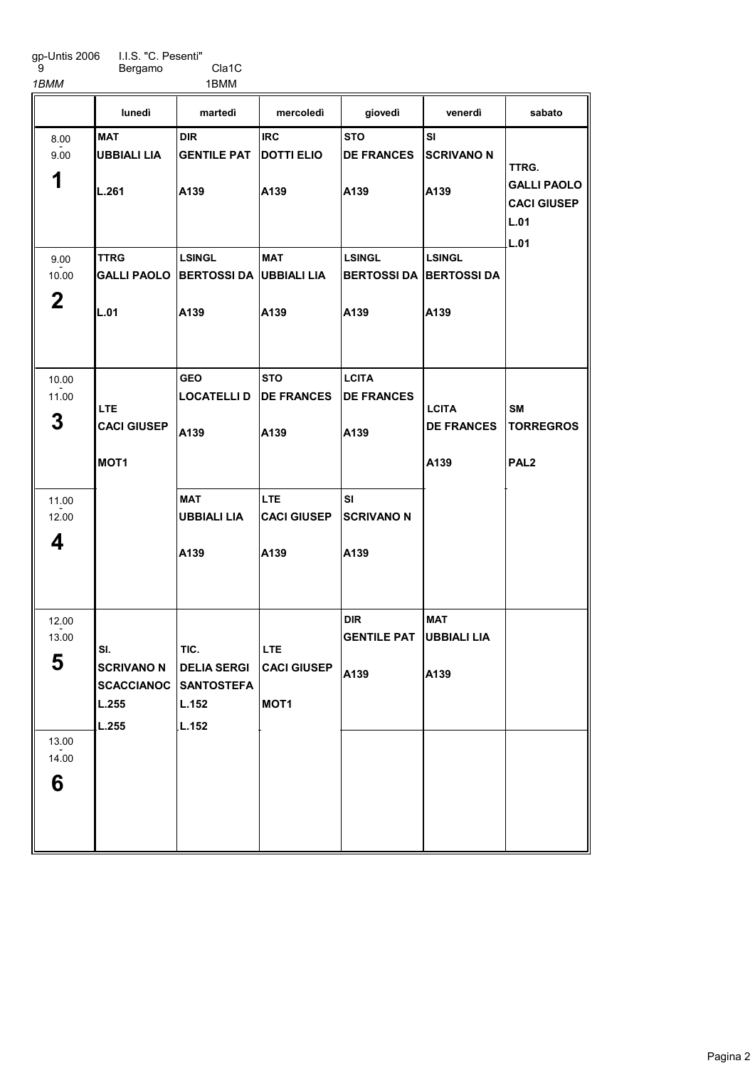gp-Untis 2006 I.I.S. "C. Pesenti"
9 Bergamo Cla1C
*1BMM* 1BMM

| | lunedì | martedì | mercoledì | giovedì | venerdì | sabato |
|---|---|---|---|---|---|---|
| 8.00 - 9.00 **1** | **MAT** UBBIALI LIA L.261 | **DIR** GENTILE PAT A139 | **IRC** DOTTI ELIO A139 | **STO** DE FRANCES A139 | **SI** SCRIVANO N A139 | **TTRG.** GALLI PAOLO CACI GIUSEP L.01 L.01 |
| 9.00 - 10.00 **2** | **TTRG** GALLI PAOLO L.01 | **LSINGL** BERTOSSI DA A139 | **MAT** UBBIALI LIA A139 | **LSINGL** BERTOSSI DA A139 | **LSINGL** BERTOSSI DA A139 | |
| 10.00 - 11.00 **3** | **LTE** CACI GIUSEP MOT1 | **GEO** LOCATELLI D A139 | **STO** DE FRANCES A139 | **LCITA** DE FRANCES A139 | **LCITA** DE FRANCES A139 | **SM** TORREGROS PAL2 |
| 11.00 - 12.00 **4** | | **MAT** UBBIALI LIA A139 | **LTE** CACI GIUSEP A139 | **SI** SCRIVANO N A139 | | |
| 12.00 - 13.00 **5** | **SI.** SCRIVANO N SCACCIANOC L.255 L.255 | **TIC.** DELIA SERGI SANTOSTEFA L.152 L.152 | **LTE** CACI GIUSEP MOT1 | **DIR** GENTILE PAT A139 | **MAT** UBBIALI LIA A139 | |
| 13.00 - 14.00 **6** | | | | | | |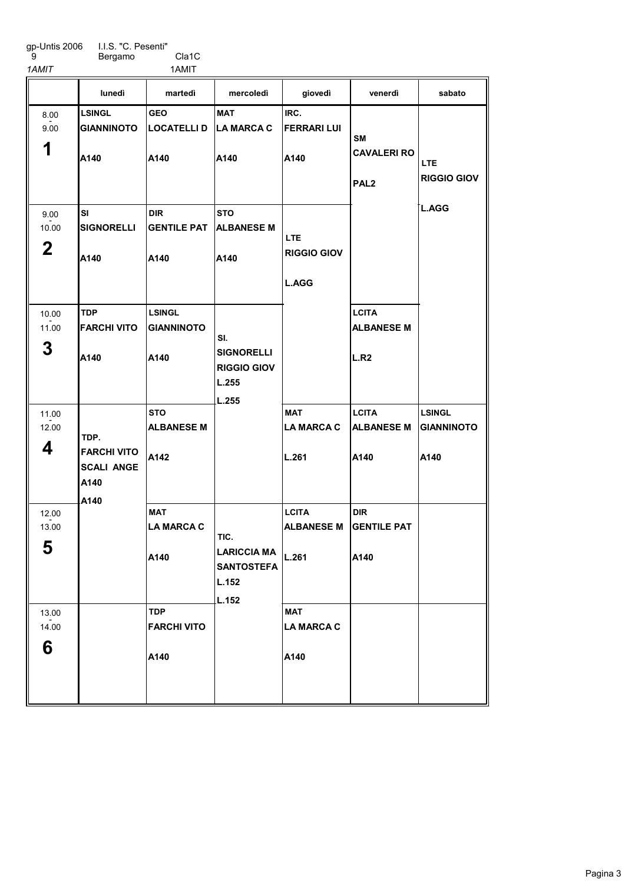gp-Untis 2006 I.I.S. "C. Pesenti"
9 Bergamo Cla1C
*1AMIT* 1AMIT

| | lunedì | martedì | mercoledì | giovedì | venerdì | sabato |
|---|---|---|---|---|---|---|
| 8.00 - 9.00 **1** | LSINGL GIANNINOTO A140 | GEO LOCATELLI D A140 | MAT LA MARCA C A140 | IRC. FERRARI LUI A140 | SM CAVALERI RO PAL2 | LTE RIGGIO GIOV L.AGG |
| 9.00 - 10.00 **2** | SI SIGNORELLI A140 | DIR GENTILE PAT A140 | STO ALBANESE M A140 | LTE RIGGIO GIOV L.AGG | | |
| 10.00 - 11.00 **3** | TDP FARCHI VITO A140 | LSINGL GIANNINOTO A140 | SI. SIGNORELLI RIGGIO GIOV L.255 L.255 | | LCITA ALBANESE M L.R2 | |
| 11.00 - 12.00 **4** | TDP. FARCHI VITO SCALI ANGE A140 A140 | STO ALBANESE M A142 | | MAT LA MARCA C L.261 | LCITA ALBANESE M A140 | LSINGL GIANNINOTO A140 |
| 12.00 - 13.00 **5** | | MAT LA MARCA C A140 | TIC. LARICCIA MA SANTOSTEFA L.152 L.152 | LCITA ALBANESE M L.261 | DIR GENTILE PAT A140 | |
| 13.00 - 14.00 **6** | | TDP FARCHI VITO A140 | | MAT LA MARCA C A140 | | |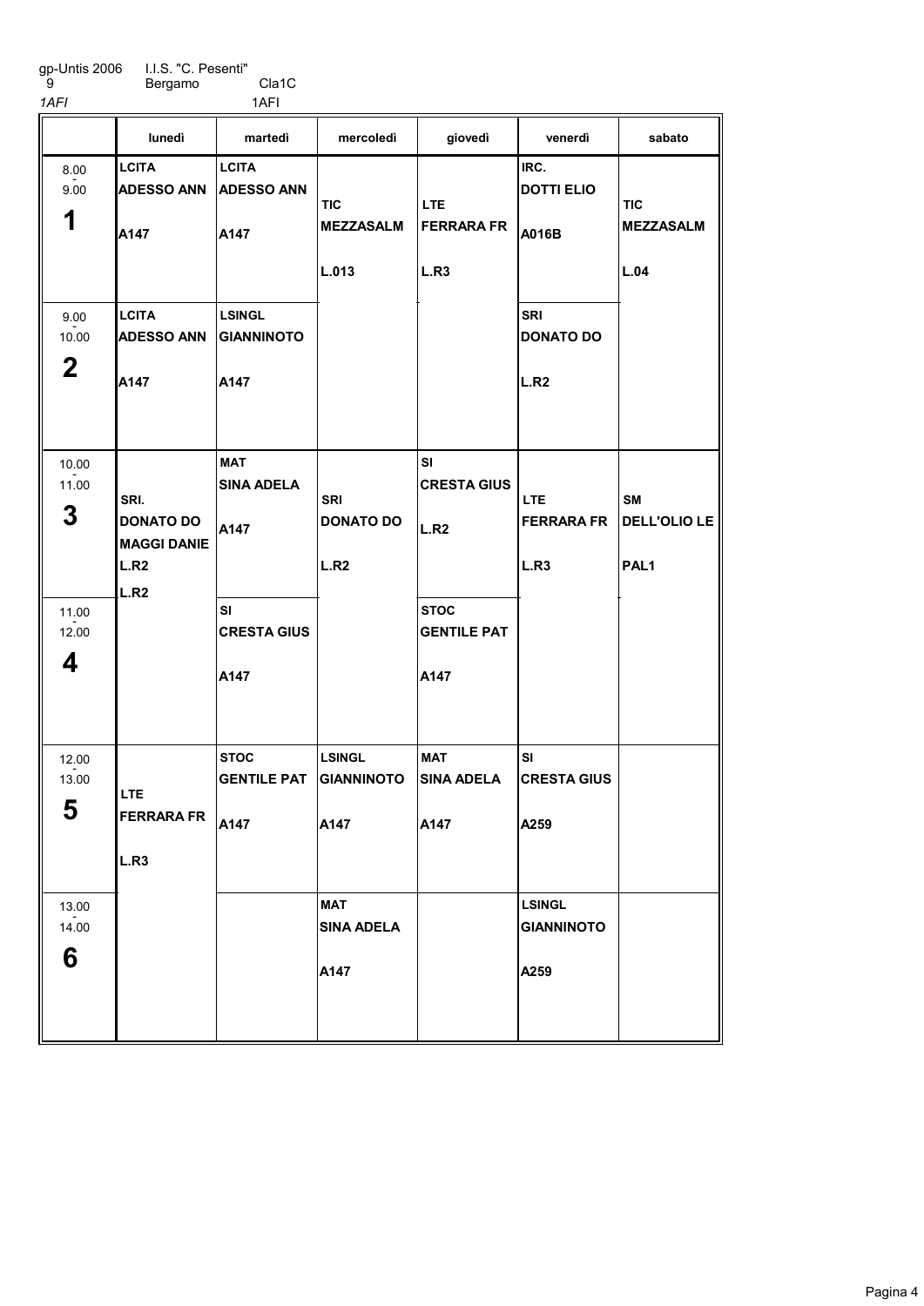gp-Untis 2006 I.I.S. "C. Pesenti"
9 Bergamo Cla1C
*1AFI* 1AFI

| | lunedì | martedì | mercoledì | giovedì | venerdì | sabato |
|---|---|---|---|---|---|---|
| 8.00 - 9.00 **1** | **LCITA** **ADESSO ANN** **A147** | **LCITA** **ADESSO ANN** **A147** | **TIC** **MEZZASALM** **L.013** | **LTE** **FERRARA FR** **L.R3** | **IRC.** **DOTTI ELIO** **A016B** | **TIC** **MEZZASALM** **L.04** |
| 9.00 - 10.00 **2** | **LCITA** **ADESSO ANN** **A147** | **LSINGL** **GIANNINOTO** **A147** | | | **SRI** **DONATO DO** **L.R2** | |
| 10.00 - 11.00 **3** | **SRI.** **DONATO DO** **MAGGI DANIE** **L.R2** **L.R2** | **MAT** **SINA ADELA** **A147** | **SRI** **DONATO DO** **L.R2** | **SI** **CRESTA GIUS** **L.R2** | **LTE** **FERRARA FR** **L.R3** | **SM** **DELL'OLIO LE** **PAL1** |
| 11.00 - 12.00 **4** | | **SI** **CRESTA GIUS** **A147** | | **STOC** **GENTILE PAT** **A147** | | |
| 12.00 - 13.00 **5** | **LTE** **FERRARA FR** **L.R3** | **STOC** **GENTILE PAT** **A147** | **LSINGL** **GIANNINOTO** **A147** | **MAT** **SINA ADELA** **A147** | **SI** **CRESTA GIUS** **A259** | |
| 13.00 - 14.00 **6** | | | **MAT** **SINA ADELA** **A147** | | **LSINGL** **GIANNINOTO** **A259** | |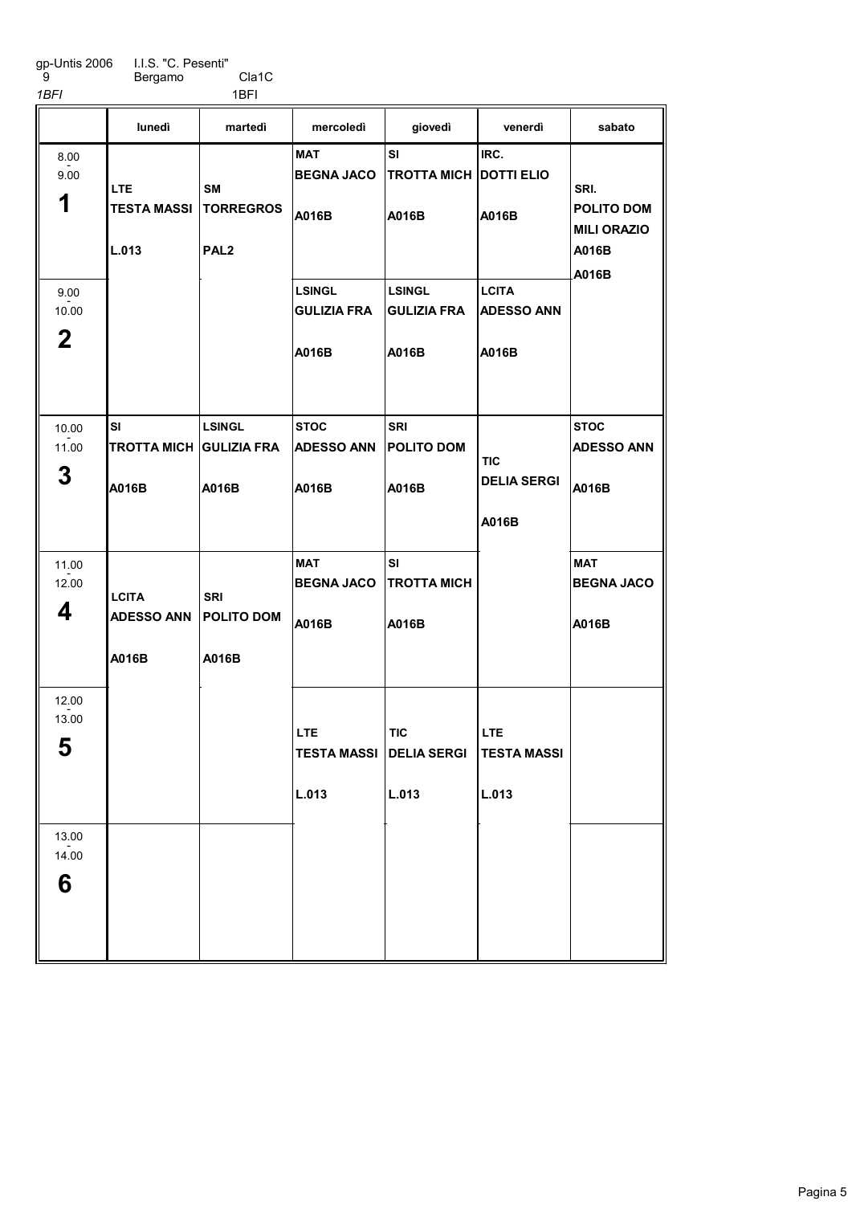gp-Untis 2006 I.I.S. "C. Pesenti"
9 Bergamo Cla1C
*1BFI* 1BFI

| | lunedì | martedì | mercoledì | giovedì | venerdì | sabato |
|---|---|---|---|---|---|---|
| 8.00 - 9.00 **1** | LTE TESTA MASSI L.013 | SM TORREGROS PAL2 | MAT BEGNA JACO A016B | SI TROTTA MICH A016B | IRC. DOTTI ELIO A016B | SRI. POLITO DOM MILI ORAZIO A016B A016B |
| 9.00 - 10.00 **2** | | | LSINGL GULIZIA FRA A016B | LSINGL GULIZIA FRA A016B | LCITA ADESSO ANN A016B | |
| 10.00 - 11.00 **3** | SI TROTTA MICH A016B | LSINGL GULIZIA FRA A016B | STOC ADESSO ANN A016B | SRI POLITO DOM A016B | TIC DELIA SERGI A016B | STOC ADESSO ANN A016B |
| 11.00 - 12.00 **4** | LCITA ADESSO ANN A016B | SRI POLITO DOM A016B | MAT BEGNA JACO A016B | SI TROTTA MICH A016B | | MAT BEGNA JACO A016B |
| 12.00 - 13.00 **5** | | | LTE TESTA MASSI L.013 | TIC DELIA SERGI L.013 | LTE TESTA MASSI L.013 | |
| 13.00 - 14.00 **6** | | | | | | |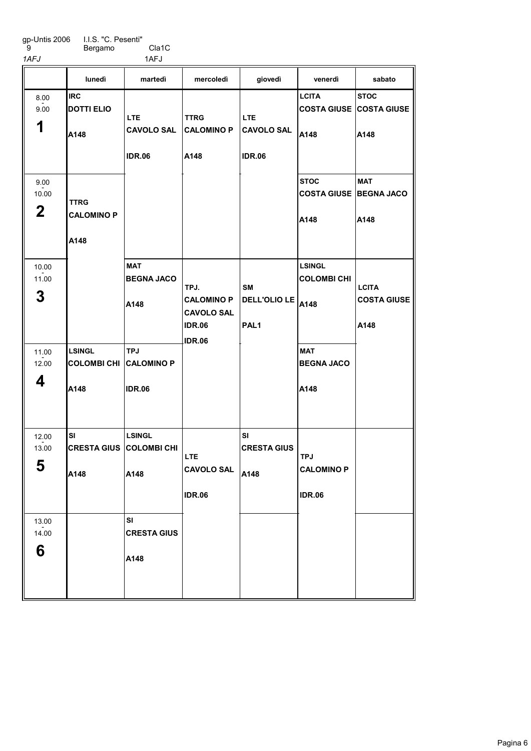gp-Untis 2006 I.I.S. "C. Pesenti"
9 Bergamo Cla1C

*1AFJ* 1AFJ

| | lunedì | martedì | mercoledì | giovedì | venerdì | sabato |
|---|---|---|---|---|---|---|
| 8.00 - 9.00 **1** | **IRC** **DOTTI ELIO** **A148** | **LTE** **CAVOLO SAL** **IDR.06** | **TTRG** **CALOMINO P** **A148** | **LTE** **CAVOLO SAL** **IDR.06** | **LCITA** **COSTA GIUSE** **A148** | **STOC** **COSTA GIUSE** **A148** |
| 9.00 - 10.00 **2** | **TTRG** **CALOMINO P** **A148** | | | | **STOC** **COSTA GIUSE** **A148** | **MAT** **BEGNA JACO** **A148** |
| 10.00 - 11.00 **3** | | **MAT** **BEGNA JACO** **A148** | **TPJ.** **CALOMINO P** **CAVOLO SAL** **IDR.06** **IDR.06** | **SM** **DELL'OLIO LE** **PAL1** | **LSINGL** **COLOMBI CHI** **A148** | **LCITA** **COSTA GIUSE** **A148** |
| 11.00 - 12.00 **4** | **LSINGL** **COLOMBI CHI** **A148** | **TPJ** **CALOMINO P** **IDR.06** | | | **MAT** **BEGNA JACO** **A148** | |
| 12.00 - 13.00 **5** | **SI** **CRESTA GIUS** **A148** | **LSINGL** **COLOMBI CHI** **A148** | **LTE** **CAVOLO SAL** **IDR.06** | **SI** **CRESTA GIUS** **A148** | **TPJ** **CALOMINO P** **IDR.06** | |
| 13.00 - 14.00 **6** | | **SI** **CRESTA GIUS** **A148** | | | | |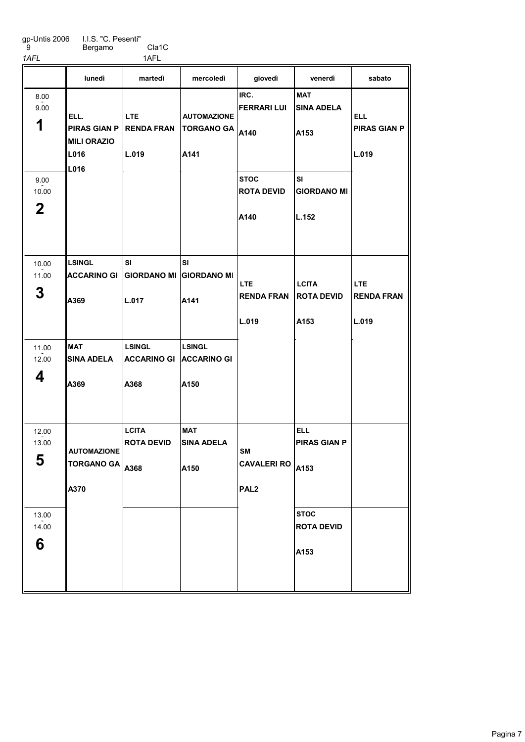gp-Untis 2006 I.I.S. "C. Pesenti"
9 Bergamo Cla1C
*1AFL* 1AFL

| | lunedì | martedì | mercoledì | giovedì | venerdì | sabato |
|---|---|---|---|---|---|---|
| 8.00 - 9.00 **1** | ELL. PIRAS GIAN P MILI ORAZIO L016 L016 | LTE RENDA FRAN L.019 | AUTOMAZIONE TORGANO GA A141 | IRC. FERRARI LUI A140 | MAT SINA ADELA A153 | ELL PIRAS GIAN P L.019 |
| 9.00 - 10.00 **2** | | | | STOC ROTA DEVID A140 | SI GIORDANO MI L.152 | |
| 10.00 - 11.00 **3** | LSINGL ACCARINO GI A369 | SI GIORDANO MI L.017 | SI GIORDANO MI A141 | LTE RENDA FRAN L.019 | LCITA ROTA DEVID A153 | LTE RENDA FRAN L.019 |
| 11.00 - 12.00 **4** | MAT SINA ADELA A369 | LSINGL ACCARINO GI A368 | LSINGL ACCARINO GI A150 | | | |
| 12.00 - 13.00 **5** | AUTOMAZIONE TORGANO GA A370 | LCITA ROTA DEVID A368 | MAT SINA ADELA A150 | SM CAVALERI RO PAL2 | ELL PIRAS GIAN P A153 | |
| 13.00 - 14.00 **6** | | | | | STOC ROTA DEVID A153 | |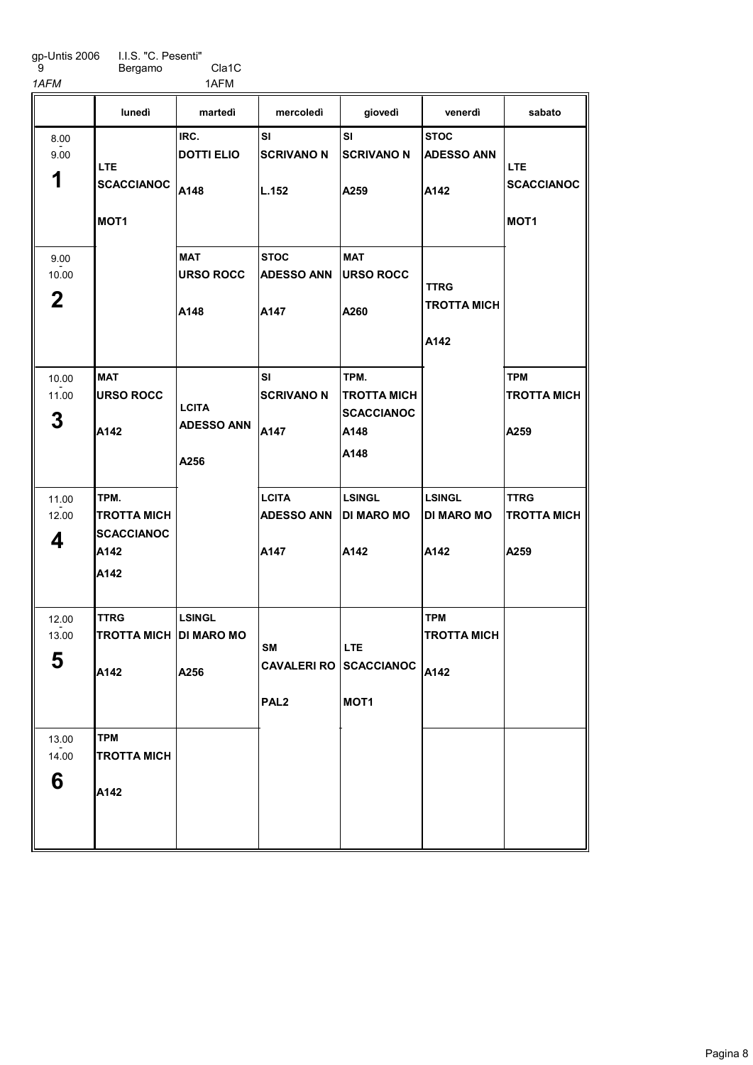gp-Untis 2006 I.I.S. "C. Pesenti"
9 Bergamo Cla1C
*1AFM* 1AFM

| | lunedì | martedì | mercoledì | giovedì | venerdì | sabato |
|---|---|---|---|---|---|---|
| 8.00 - 9.00 **1** | **LTE** **SCACCIANOC** **MOT1** | **IRC.** **DOTTI ELIO** **A148** | **SI** **SCRIVANO N** **L.152** | **SI** **SCRIVANO N** **A259** | **STOC** **ADESSO ANN** **A142** | **LTE** **SCACCIANOC** **MOT1** |
| 9.00 - 10.00 **2** | | **MAT** **URSO ROCC** **A148** | **STOC** **ADESSO ANN** **A147** | **MAT** **URSO ROCC** **A260** | **TTRG** **TROTTA MICH** **A142** | |
| 10.00 - 11.00 **3** | **MAT** **URSO ROCC** **A142** | **LCITA** **ADESSO ANN** **A256** | **SI** **SCRIVANO N** **A147** | **TPM.** **TROTTA MICH** **SCACCIANOC** **A148** **A148** | | **TPM** **TROTTA MICH** **A259** |
| 11.00 - 12.00 **4** | **TPM.** **TROTTA MICH** **SCACCIANOC** **A142** **A142** | | **LCITA** **ADESSO ANN** **A147** | **LSINGL** **DI MARO MO** **A142** | **LSINGL** **DI MARO MO** **A142** | **TTRG** **TROTTA MICH** **A259** |
| 12.00 - 13.00 **5** | **TTRG** **TROTTA MICH** **A142** | **LSINGL** **DI MARO MO** **A256** | **SM** **CAVALERI RO** **PAL2** | **LTE** **SCACCIANOC** **MOT1** | **TPM** **TROTTA MICH** **A142** | |
| 13.00 - 14.00 **6** | **TPM** **TROTTA MICH** **A142** | | | | | |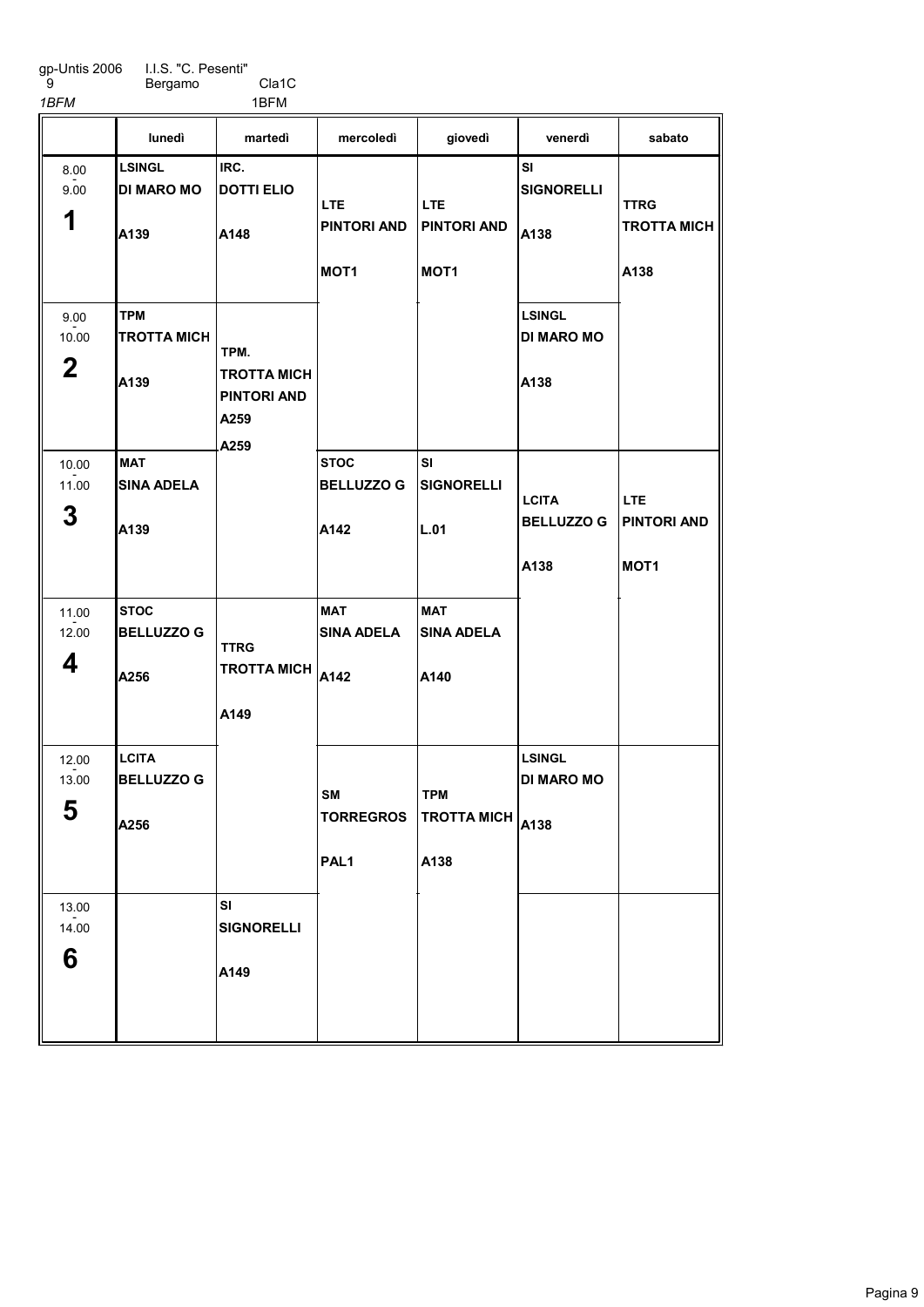gp-Untis 2006 I.I.S. "C. Pesenti"
9 Bergamo Cla1C
*1BFM* 1BFM

| | lunedì | martedì | mercoledì | giovedì | venerdì | sabato |
|---|---|---|---|---|---|---|
| 8.00 - 9.00 **1** | **LSINGL** DI MARO MO A139 | **IRC.** DOTTI ELIO A148 | **LTE** PINTORI AND MOT1 | **LTE** PINTORI AND MOT1 | **SI** SIGNORELLI A138 | **TTRG** TROTTA MICH A138 |
| 9.00 - 10.00 **2** | **TPM** TROTTA MICH A139 | **TPM.** TROTTA MICH PINTORI AND A259 A259 | | | **LSINGL** DI MARO MO A138 | |
| 10.00 - 11.00 **3** | **MAT** SINA ADELA A139 | | **STOC** BELLUZZO G A142 | **SI** SIGNORELLI L.01 | **LCITA** BELLUZZO G A138 | **LTE** PINTORI AND MOT1 |
| 11.00 - 12.00 **4** | **STOC** BELLUZZO G A256 | **TTRG** TROTTA MICH A149 | **MAT** SINA ADELA A142 | **MAT** SINA ADELA A140 | | |
| 12.00 - 13.00 **5** | **LCITA** BELLUZZO G A256 | | **SM** TORREGROS PAL1 | **TPM** TROTTA MICH A138 | **LSINGL** DI MARO MO A138 | |
| 13.00 - 14.00 **6** | | **SI** SIGNORELLI A149 | | | | |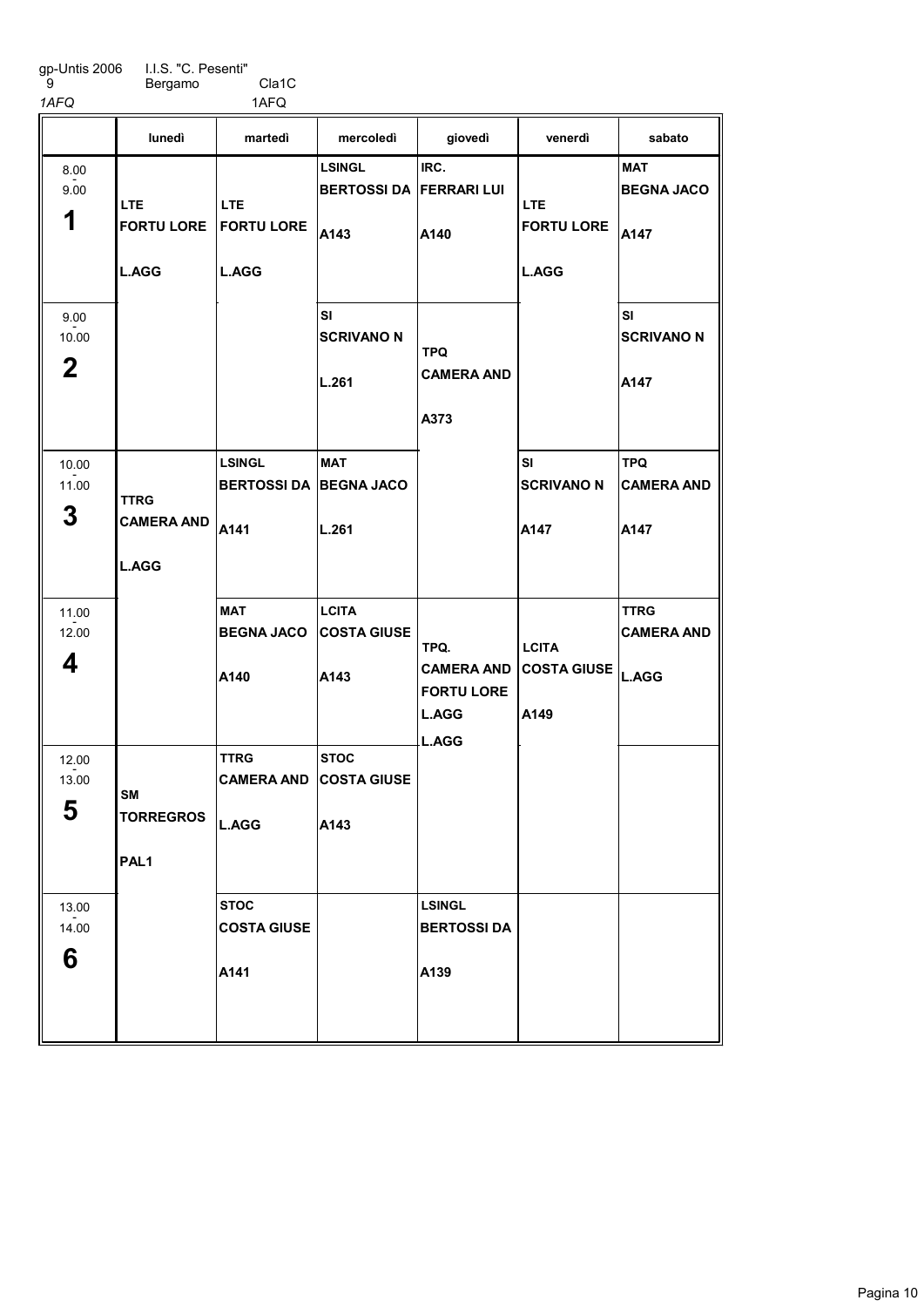gp-Untis 2006 I.I.S. "C. Pesenti"
9 Bergamo Cla1C
*1AFQ* 1AFQ

| | lunedì | martedì | mercoledì | giovedì | venerdì | sabato |
|---|---|---|---|---|---|---|
| 8.00 - 9.00 **1** | **LTE** **FORTU LORE** **L.AGG** | **LTE** **FORTU LORE** **L.AGG** | **LSINGL** **BERTOSSI DA** **A143** | **IRC.** **FERRARI LUI** **A140** | **LTE** **FORTU LORE** **L.AGG** | **MAT** **BEGNA JACO** **A147** |
| 9.00 - 10.00 **2** | | | **SI** **SCRIVANO N** **L.261** | **TPQ** **CAMERA AND** **A373** | | **SI** **SCRIVANO N** **A147** |
| 10.00 - 11.00 **3** | **TTRG** **CAMERA AND** **L.AGG** | **LSINGL** **BERTOSSI DA** **A141** | **MAT** **BEGNA JACO** **L.261** | | **SI** **SCRIVANO N** **A147** | **TPQ** **CAMERA AND** **A147** |
| 11.00 - 12.00 **4** | | **MAT** **BEGNA JACO** **A140** | **LCITA** **COSTA GIUSE** **A143** | **TPQ.** **CAMERA AND** **FORTU LORE** **L.AGG** **L.AGG** | **LCITA** **COSTA GIUSE** **A149** | **TTRG** **CAMERA AND** **L.AGG** |
| 12.00 - 13.00 **5** | **SM** **TORREGROS** **PAL1** | **TTRG** **CAMERA AND** **L.AGG** | **STOC** **COSTA GIUSE** **A143** | | | |
| 13.00 - 14.00 **6** | | **STOC** **COSTA GIUSE** **A141** | | **LSINGL** **BERTOSSI DA** **A139** | | |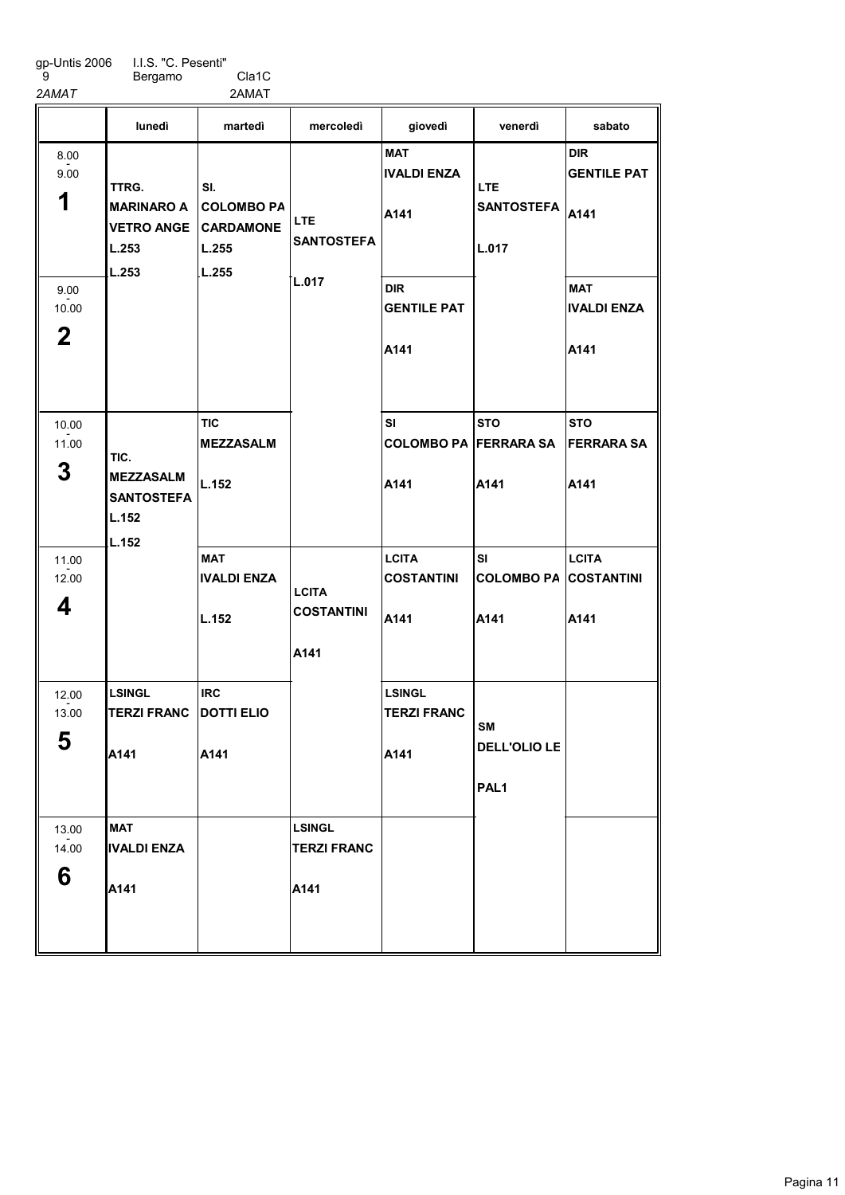gp-Untis 2006 I.I.S. "C. Pesenti"
9 Bergamo Cla1C
*2AMAT* 2AMAT

| | lunedì | martedì | mercoledì | giovedì | venerdì | sabato |
|---|---|---|---|---|---|---|
| 8.00 - 9.00 **1** | TTRG. MARINARO A VETRO ANGE L.253 L.253 | SI. COLOMBO PA CARDAMONE L.255 L.255 | LTE SANTOSTEFA L.017 | MAT IVALDI ENZA A141 | LTE SANTOSTEFA L.017 | DIR GENTILE PAT A141 |
| 9.00 - 10.00 **2** | | | | DIR GENTILE PAT A141 | | MAT IVALDI ENZA A141 |
| 10.00 - 11.00 **3** | TIC. MEZZASALM SANTOSTEFA L.152 L.152 | TIC MEZZASALM L.152 | | SI COLOMBO PA A141 | STO FERRARA SA A141 | STO FERRARA SA A141 |
| 11.00 - 12.00 **4** | | MAT IVALDI ENZA L.152 | LCITA COSTANTINI A141 | LCITA COSTANTINI A141 | SI COLOMBO PA A141 | LCITA COSTANTINI A141 |
| 12.00 - 13.00 **5** | LSINGL TERZI FRANC A141 | IRC DOTTI ELIO A141 | | LSINGL TERZI FRANC A141 | SM DELL'OLIO LE PAL1 | |
| 13.00 - 14.00 **6** | MAT IVALDI ENZA A141 | | LSINGL TERZI FRANC A141 | | | |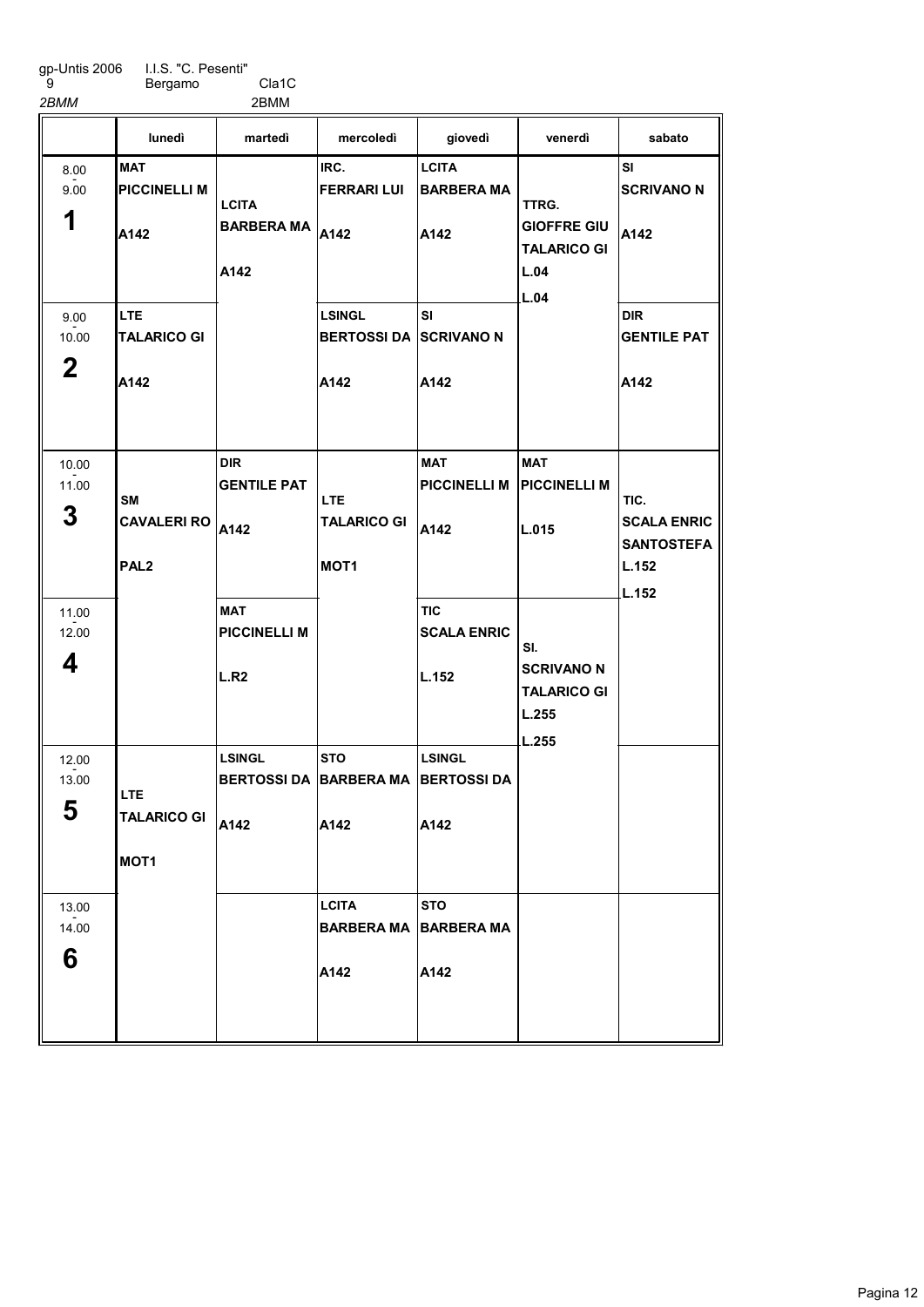gp-Untis 2006 I.I.S. "C. Pesenti"
9 Bergamo Cla1C

*2BMM* 2BMM

| | lunedì | martedì | mercoledì | giovedì | venerdì | sabato |
|---|---|---|---|---|---|---|
| 8.00 - 9.00 **1** | **MAT** **PICCINELLI M** **A142** | **LCITA** **BARBERA MA** **A142** | **IRC.** **FERRARI LUI** **A142** | **LCITA** **BARBERA MA** **A142** | **TTRG.** **GIOFFRE GIU** **TALARICO GI** **L.04** **L.04** | **SI** **SCRIVANO N** **A142** |
| 9.00 - 10.00 **2** | **LTE** **TALARICO GI** **A142** | | **LSINGL** **BERTOSSI DA** **A142** | **SI** **SCRIVANO N** **A142** | | **DIR** **GENTILE PAT** **A142** |
| 10.00 - 11.00 **3** | **SM** **CAVALERI RO** **PAL2** | **DIR** **GENTILE PAT** **A142** | **LTE** **TALARICO GI** **MOT1** | **MAT** **PICCINELLI M** **A142** | **MAT** **PICCINELLI M** **L.015** | **TIC.** **SCALA ENRIC** **SANTOSTEFA** **L.152** **L.152** |
| 11.00 - 12.00 **4** | | **MAT** **PICCINELLI M** **L.R2** | | **TIC** **SCALA ENRIC** **L.152** | **SI.** **SCRIVANO N** **TALARICO GI** **L.255** **L.255** | |
| 12.00 - 13.00 **5** | **LTE** **TALARICO GI** **MOT1** | **LSINGL** **BERTOSSI DA** **A142** | **STO** **BARBERA MA** **A142** | **LSINGL** **BERTOSSI DA** **A142** | | |
| 13.00 - 14.00 **6** | | | **LCITA** **BARBERA MA** **A142** | **STO** **BARBERA MA** **A142** | | |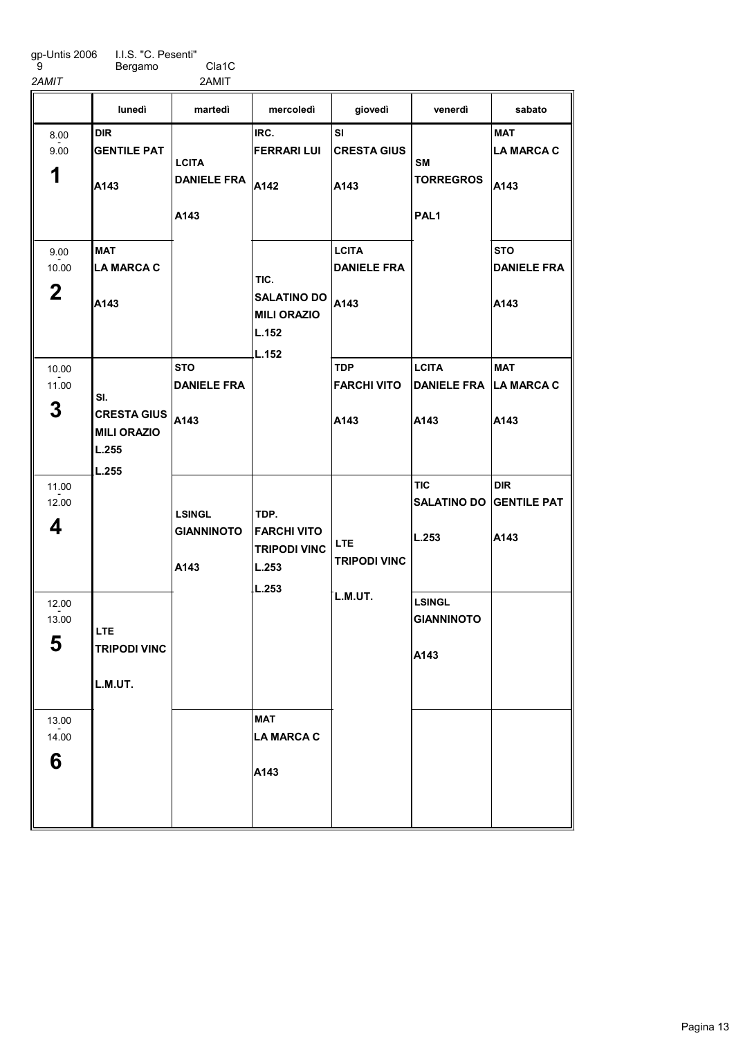gp-Untis 2006 I.I.S. "C. Pesenti"
9 Bergamo Cla1C
*2AMIT* 2AMIT

| | lunedì | martedì | mercoledì | giovedì | venerdì | sabato |
|---|---|---|---|---|---|---|
| 8.00 - 9.00 **1** | **DIR** **GENTILE PAT** **A143** | **LCITA** **DANIELE FRA** **A143** | **IRC.** **FERRARI LUI** **A142** | **SI** **CRESTA GIUS** **A143** | **SM** **TORREGROS** **PAL1** | **MAT** **LA MARCA C** **A143** |
| 9.00 - 10.00 **2** | **MAT** **LA MARCA C** **A143** | | **TIC.** **SALATINO DO** **MILI ORAZIO** **L.152** **L.152** | **LCITA** **DANIELE FRA** **A143** | | **STO** **DANIELE FRA** **A143** |
| 10.00 - 11.00 **3** | **SI.** **CRESTA GIUS** **MILI ORAZIO** **L.255** **L.255** | **STO** **DANIELE FRA** **A143** | | **TDP** **FARCHI VITO** **A143** | **LCITA** **DANIELE FRA** **A143** | **MAT** **LA MARCA C** **A143** |
| 11.00 - 12.00 **4** | | **LSINGL** **GIANNINOTO** **A143** | **TDP.** **FARCHI VITO** **TRIPODI VINC** **L.253** **L.253** | **LTE** **TRIPODI VINC** **L.M.UT.** | **TIC** **SALATINO DO** **L.253** | **DIR** **GENTILE PAT** **A143** |
| 12.00 - 13.00 **5** | **LTE** **TRIPODI VINC** **L.M.UT.** | | | | **LSINGL** **GIANNINOTO** **A143** | |
| 13.00 - 14.00 **6** | | | **MAT** **LA MARCA C** **A143** | | | |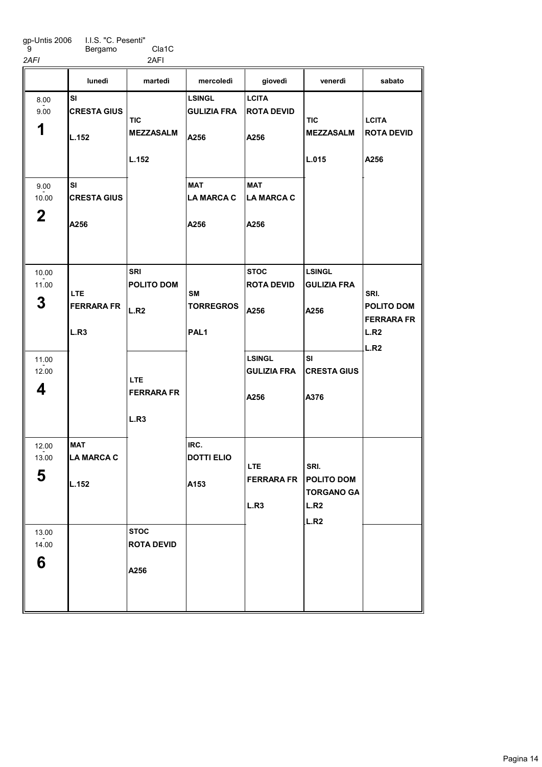gp-Untis 2006 I.I.S. "C. Pesenti"
9 Bergamo Cla1C
2AFI 2AFI

| | lunedì | martedì | mercoledì | giovedì | venerdì | sabato |
|---|---|---|---|---|---|---|
| 8.00 - 9.00 **1** | SI CRESTA GIUS L.152 | TIC MEZZASALM L.152 | LSINGL GULIZIA FRA A256 | LCITA ROTA DEVID A256 | TIC MEZZASALM L.015 | LCITA ROTA DEVID A256 |
| 9.00 - 10.00 **2** | SI CRESTA GIUS A256 | | MAT LA MARCA C A256 | MAT LA MARCA C A256 | | |
| 10.00 - 11.00 **3** | LTE FERRARA FR L.R3 | SRI POLITO DOM L.R2 | SM TORREGROS PAL1 | STOC ROTA DEVID A256 | LSINGL GULIZIA FRA A256 | SRI. POLITO DOM FERRARA FR L.R2 L.R2 |
| 11.00 - 12.00 **4** | | LTE FERRARA FR L.R3 | | LSINGL GULIZIA FRA A256 | SI CRESTA GIUS A376 | |
| 12.00 - 13.00 **5** | MAT LA MARCA C L.152 | | IRC. DOTTI ELIO A153 | LTE FERRARA FR L.R3 | SRI. POLITO DOM TORGANO GA L.R2 L.R2 | |
| 13.00 - 14.00 **6** | | STOC ROTA DEVID A256 | | | | |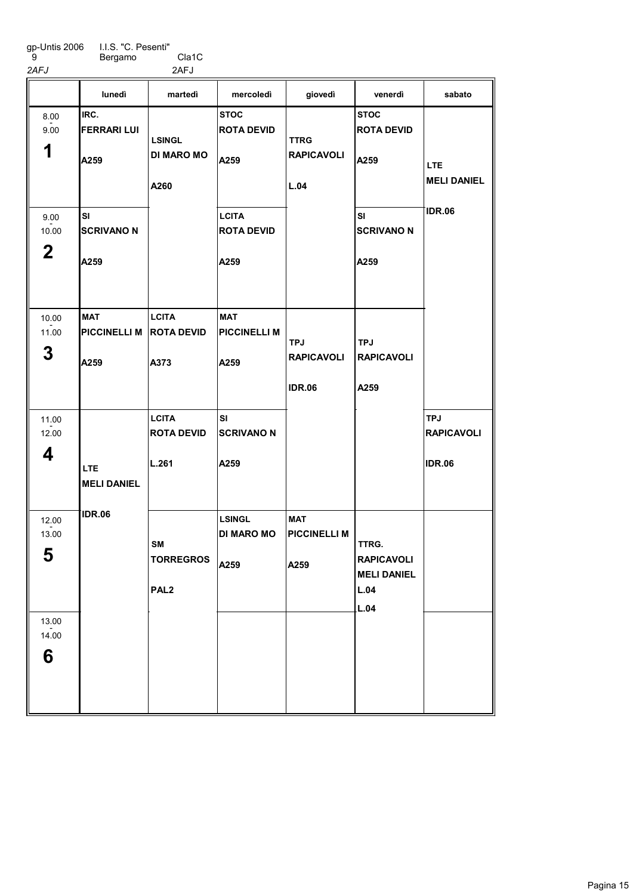gp-Untis 2006 I.I.S. "C. Pesenti"
9 Bergamo Cla1C
*2AFJ* 2AFJ

| | lunedì | martedì | mercoledì | giovedì | venerdì | sabato |
|---|---|---|---|---|---|---|
| 8.00 - 9.00 **1** | IRC. FERRARI LUI A259 | LSINGL DI MARO MO A260 | STOC ROTA DEVID A259 | TTRG RAPICAVOLI L.04 | STOC ROTA DEVID A259 | LTE MELI DANIEL IDR.06 |
| 9.00 - 10.00 **2** | SI SCRIVANO N A259 | | LCITA ROTA DEVID A259 | | SI SCRIVANO N A259 | |
| 10.00 - 11.00 **3** | MAT PICCINELLI M A259 | LCITA ROTA DEVID A373 | MAT PICCINELLI M A259 | TPJ RAPICAVOLI IDR.06 | TPJ RAPICAVOLI A259 | |
| 11.00 - 12.00 **4** | LTE MELI DANIEL IDR.06 | LCITA ROTA DEVID L.261 | SI SCRIVANO N A259 | | | TPJ RAPICAVOLI IDR.06 |
| 12.00 - 13.00 **5** | | SM TORREGROS PAL2 | LSINGL DI MARO MO A259 | MAT PICCINELLI M A259 | TTRG. RAPICAVOLI MELI DANIEL L.04 L.04 | |
| 13.00 - 14.00 **6** | | | | | | |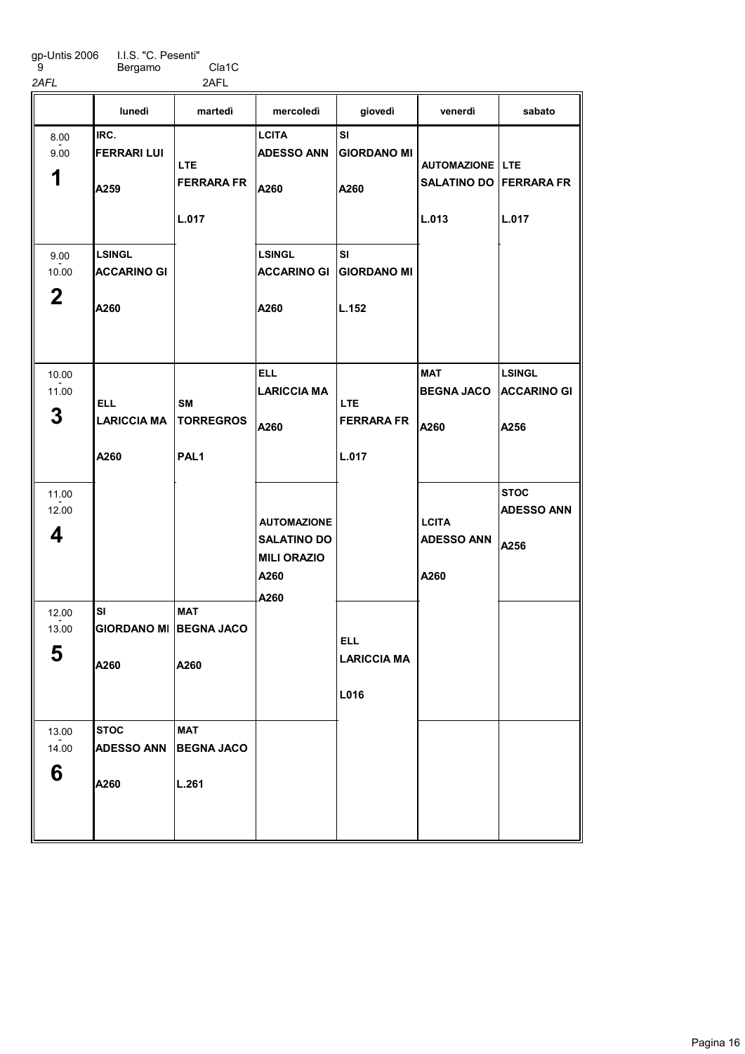gp-Untis 2006 I.I.S. "C. Pesenti"
9 Bergamo Cla1C
2AFL 2AFL

| | lunedì | martedì | mercoledì | giovedì | venerdì | sabato |
|---|---|---|---|---|---|---|
| 8.00 - 9.00 **1** | IRC. FERRARI LUI A259 | LTE FERRARA FR L.017 | LCITA ADESSO ANN A260 | SI GIORDANO MI A260 | AUTOMAZIONE SALATINO DO L.013 | LTE FERRARA FR L.017 |
| 9.00 - 10.00 **2** | LSINGL ACCARINO GI A260 | | LSINGL ACCARINO GI A260 | SI GIORDANO MI L.152 | | |
| 10.00 - 11.00 **3** | ELL LARICCIA MA A260 | SM TORREGROS PAL1 | ELL LARICCIA MA A260 | LTE FERRARA FR L.017 | MAT BEGNA JACO A260 | LSINGL ACCARINO GI A256 |
| 11.00 - 12.00 **4** | | | AUTOMAZIONE SALATINO DO MILI ORAZIO A260 A260 | | LCITA ADESSO ANN A260 | STOC ADESSO ANN A256 |
| 12.00 - 13.00 **5** | SI GIORDANO MI A260 | MAT BEGNA JACO A260 | | ELL LARICCIA MA L016 | | |
| 13.00 - 14.00 **6** | STOC ADESSO ANN A260 | MAT BEGNA JACO L.261 | | | | |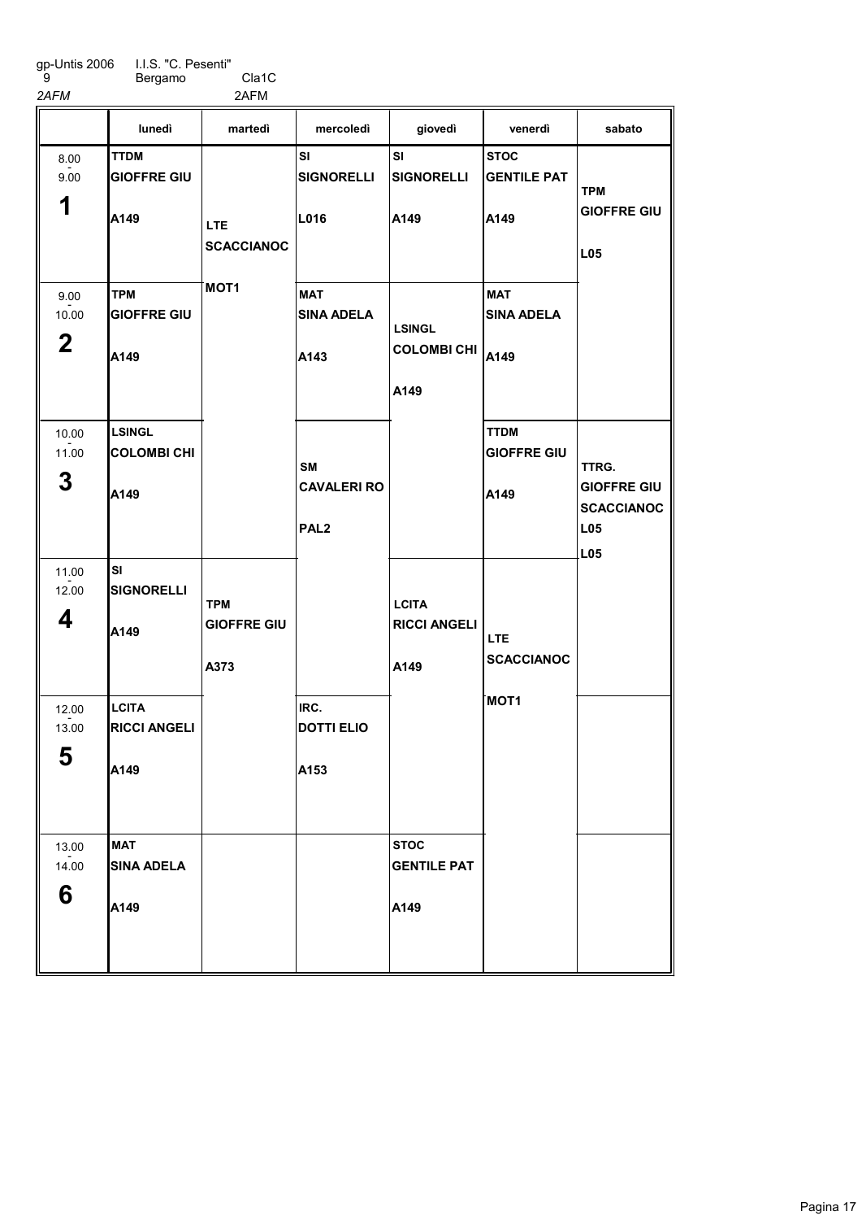gp-Untis 2006 I.I.S. "C. Pesenti"
9 Bergamo Cla1C
2AFM 2AFM

| | lunedì | martedì | mercoledì | giovedì | venerdì | sabato |
|---|---|---|---|---|---|---|
| 8.00 - 9.00 **1** | TTDM GIOFFRE GIU A149 | LTE SCACCIANOC MOT1 | SI SIGNORELLI L016 | SI SIGNORELLI A149 | STOC GENTILE PAT A149 | TPM GIOFFRE GIU L05 |
| 9.00 - 10.00 **2** | TPM GIOFFRE GIU A149 | | MAT SINA ADELA A143 | LSINGL COLOMBI CHI A149 | MAT SINA ADELA A149 | |
| 10.00 - 11.00 **3** | LSINGL COLOMBI CHI A149 | | SM CAVALERI RO PAL2 | | TTDM GIOFFRE GIU A149 | TTRG. GIOFFRE GIU SCACCIANOC L05 L05 |
| 11.00 - 12.00 **4** | SI SIGNORELLI A149 | TPM GIOFFRE GIU A373 | | LCITA RICCI ANGELI A149 | LTE SCACCIANOC MOT1 | |
| 12.00 - 13.00 **5** | LCITA RICCI ANGELI A149 | | IRC. DOTTI ELIO A153 | | | |
| 13.00 - 14.00 **6** | MAT SINA ADELA A149 | | | STOC GENTILE PAT A149 | | |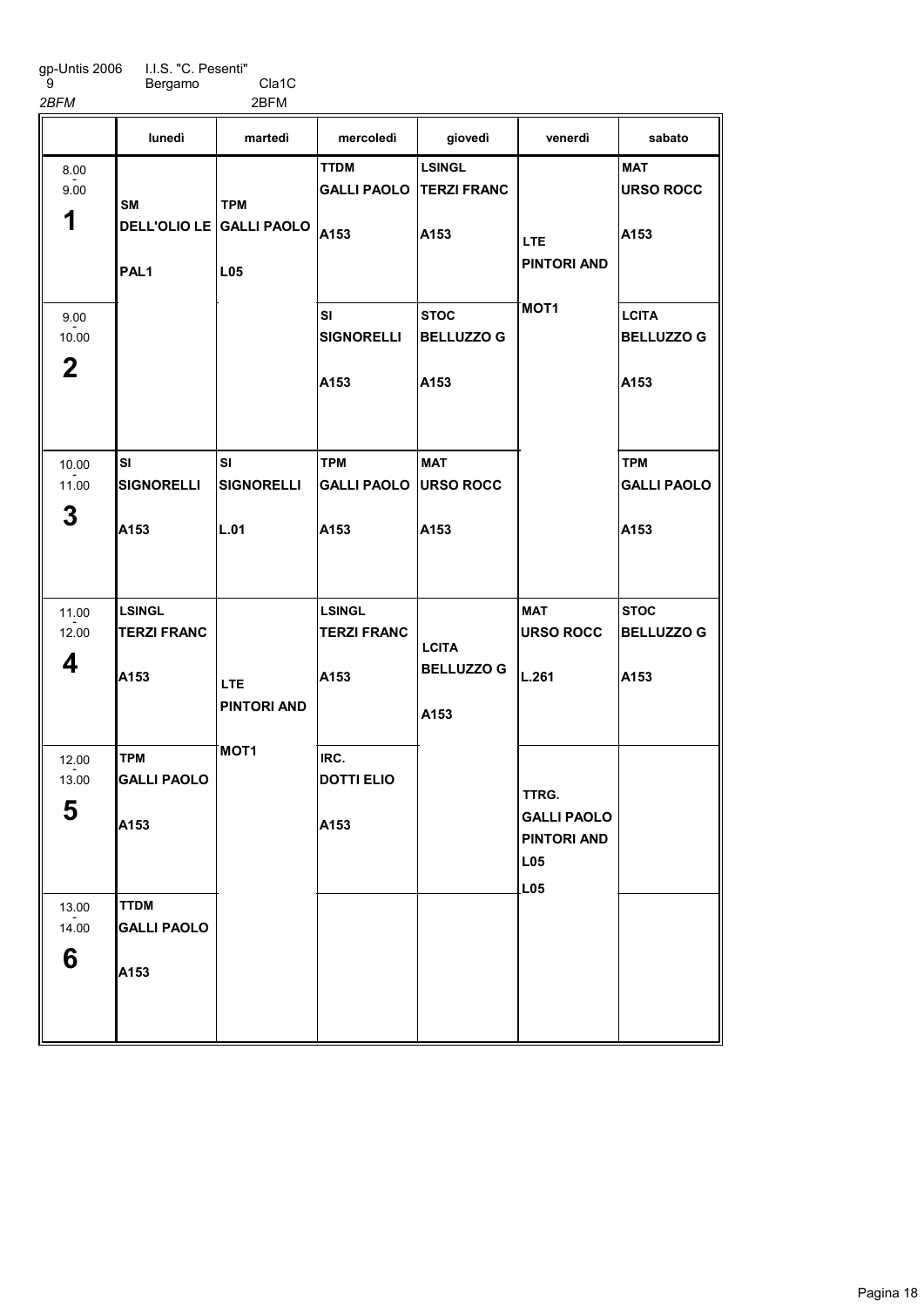gp-Untis 2006 I.I.S. "C. Pesenti"
9 Bergamo Cla1C

*2BFM* 2BFM

| | lunedì | martedì | mercoledì | giovedì | venerdì | sabato |
|---|---|---|---|---|---|---|
| 8.00 - 9.00 **1** | **SM** DELL'OLIO LE PAL1 | **TPM** GALLI PAOLO L05 | **TTDM** GALLI PAOLO A153 | **LSINGL** TERZI FRANC A153 | **LTE** PINTORI AND MOT1 | **MAT** URSO ROCC A153 |
| 9.00 - 10.00 **2** | | | **SI** SIGNORELLI A153 | **STOC** BELLUZZO G A153 | | **LCITA** BELLUZZO G A153 |
| 10.00 - 11.00 **3** | **SI** SIGNORELLI A153 | **SI** SIGNORELLI L.01 | **TPM** GALLI PAOLO A153 | **MAT** URSO ROCC A153 | | **TPM** GALLI PAOLO A153 |
| 11.00 - 12.00 **4** | **LSINGL** TERZI FRANC A153 | **LTE** PINTORI AND MOT1 | **LSINGL** TERZI FRANC A153 | **LCITA** BELLUZZO G A153 | **MAT** URSO ROCC L.261 | **STOC** BELLUZZO G A153 |
| 12.00 - 13.00 **5** | **TPM** GALLI PAOLO A153 | | **IRC.** DOTTI ELIO A153 | | **TTRG.** GALLI PAOLO PINTORI AND L05 L05 | |
| 13.00 - 14.00 **6** | **TTDM** GALLI PAOLO A153 | | | | | |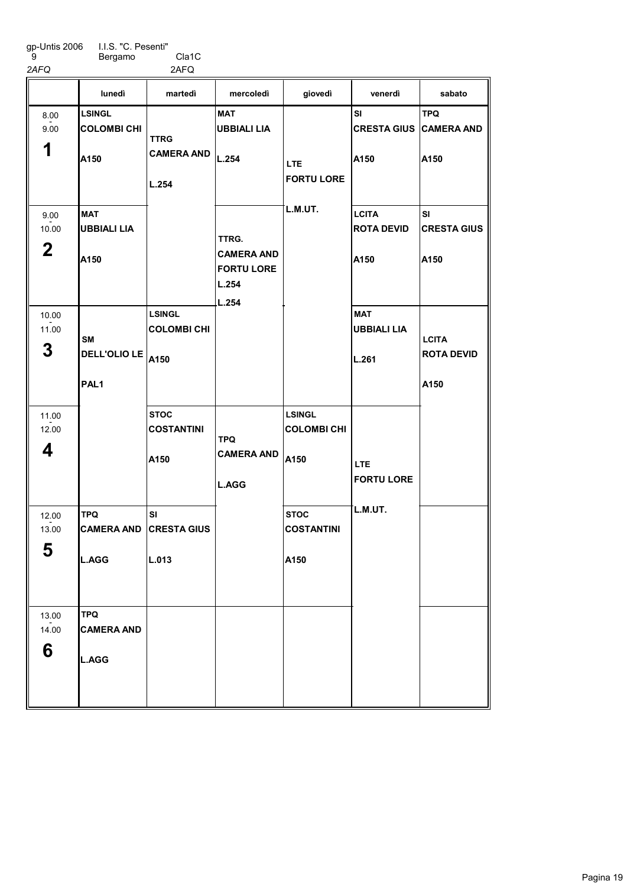gp-Untis 2006 9 — I.I.S. "C. Pesenti" Bergamo — Cla1C

*2AFQ* — 2AFQ

| | lunedì | martedì | mercoledì | giovedì | venerdì | sabato |
|---|---|---|---|---|---|---|
| 8.00 - 9.00 **1** | **LSINGL** **COLOMBI CHI** **A150** | **TTRG** **CAMERA AND** **L.254** | **MAT** **UBBIALI LIA** **L.254** | **LTE** **FORTU LORE** **L.M.UT.** | **SI** **CRESTA GIUS** **A150** | **TPQ** **CAMERA AND** **A150** |
| 9.00 - 10.00 **2** | **MAT** **UBBIALI LIA** **A150** | | **TTRG.** **CAMERA AND** **FORTU LORE** **L.254** **L.254** | | **LCITA** **ROTA DEVID** **A150** | **SI** **CRESTA GIUS** **A150** |
| 10.00 - 11.00 **3** | **SM** **DELL'OLIO LE** **PAL1** | **LSINGL** **COLOMBI CHI** **A150** | | | **MAT** **UBBIALI LIA** **L.261** | **LCITA** **ROTA DEVID** **A150** |
| 11.00 - 12.00 **4** | | **STOC** **COSTANTINI** **A150** | **TPQ** **CAMERA AND** **L.AGG** | **LSINGL** **COLOMBI CHI** **A150** | **LTE** **FORTU LORE** **L.M.UT.** | |
| 12.00 - 13.00 **5** | **TPQ** **CAMERA AND** **L.AGG** | **SI** **CRESTA GIUS** **L.013** | | **STOC** **COSTANTINI** **A150** | | |
| 13.00 - 14.00 **6** | **TPQ** **CAMERA AND** **L.AGG** | | | | | |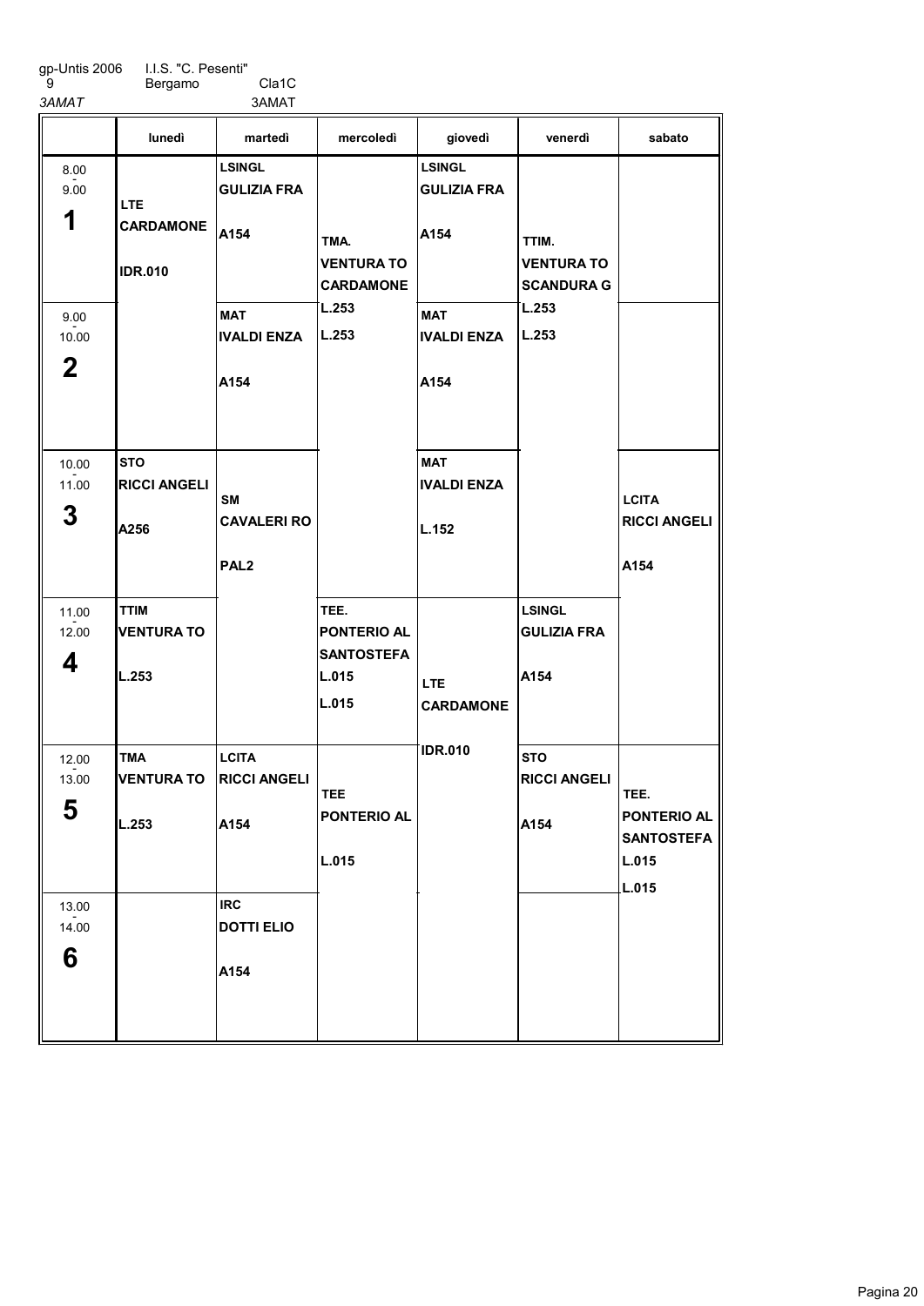gp-Untis 2006 I.I.S. "C. Pesenti"
9 Bergamo Cla1C
3AMAT 3AMAT

| | lunedì | martedì | mercoledì | giovedì | venerdì | sabato |
|---|---|---|---|---|---|---|
| 8.00 - 9.00 **1** | LTE CARDAMONE IDR.010 | LSINGL GULIZIA FRA A154 | TMA. VENTURA TO CARDAMONE L.253 L.253 | LSINGL GULIZIA FRA A154 | TTIM. VENTURA TO SCANDURA G L.253 L.253 | |
| 9.00 - 10.00 **2** | | MAT IVALDI ENZA A154 | | MAT IVALDI ENZA A154 | | |
| 10.00 - 11.00 **3** | STO RICCI ANGELI A256 | SM CAVALERI RO PAL2 | | MAT IVALDI ENZA L.152 | | LCITA RICCI ANGELI A154 |
| 11.00 - 12.00 **4** | TTIM VENTURA TO L.253 | | TEE. PONTERIO AL SANTOSTEFA L.015 L.015 | LTE CARDAMONE IDR.010 | LSINGL GULIZIA FRA A154 | |
| 12.00 - 13.00 **5** | TMA VENTURA TO L.253 | LCITA RICCI ANGELI A154 | TEE PONTERIO AL L.015 | | STO RICCI ANGELI A154 | TEE. PONTERIO AL SANTOSTEFA L.015 L.015 |
| 13.00 - 14.00 **6** | | IRC DOTTI ELIO A154 | | | | |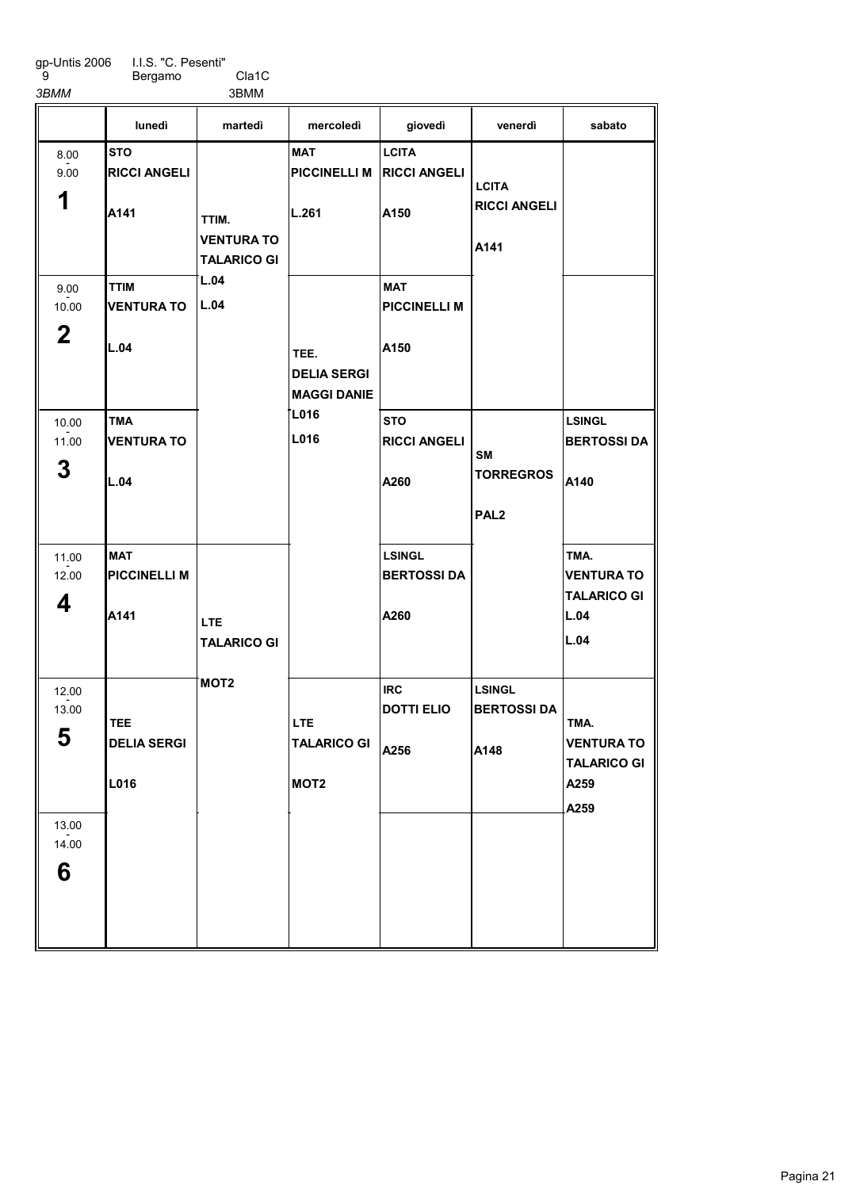gp-Untis 2006 I.I.S. "C. Pesenti"
9 Bergamo Cla1C
*3BMM* 3BMM

| | lunedì | martedì | mercoledì | giovedì | venerdì | sabato |
|---|---|---|---|---|---|---|
| 8.00 - 9.00 **1** | STO RICCI ANGELI A141 | TTIM. VENTURA TO TALARICO GI L.04 L.04 | MAT PICCINELLI M L.261 | LCITA RICCI ANGELI A150 | LCITA RICCI ANGELI A141 | |
| 9.00 - 10.00 **2** | TTIM VENTURA TO L.04 | | TEE. DELIA SERGI MAGGI DANIE L016 L016 | MAT PICCINELLI M A150 | | |
| 10.00 - 11.00 **3** | TMA VENTURA TO L.04 | | | STO RICCI ANGELI A260 | SM TORREGROS PAL2 | LSINGL BERTOSSI DA A140 |
| 11.00 - 12.00 **4** | MAT PICCINELLI M A141 | LTE TALARICO GI MOT2 | | LSINGL BERTOSSI DA A260 | | TMA. VENTURA TO TALARICO GI L.04 L.04 |
| 12.00 - 13.00 **5** | TEE DELIA SERGI L016 | | LTE TALARICO GI MOT2 | IRC DOTTI ELIO A256 | LSINGL BERTOSSI DA A148 | TMA. VENTURA TO TALARICO GI A259 A259 |
| 13.00 - 14.00 **6** | | | | | | |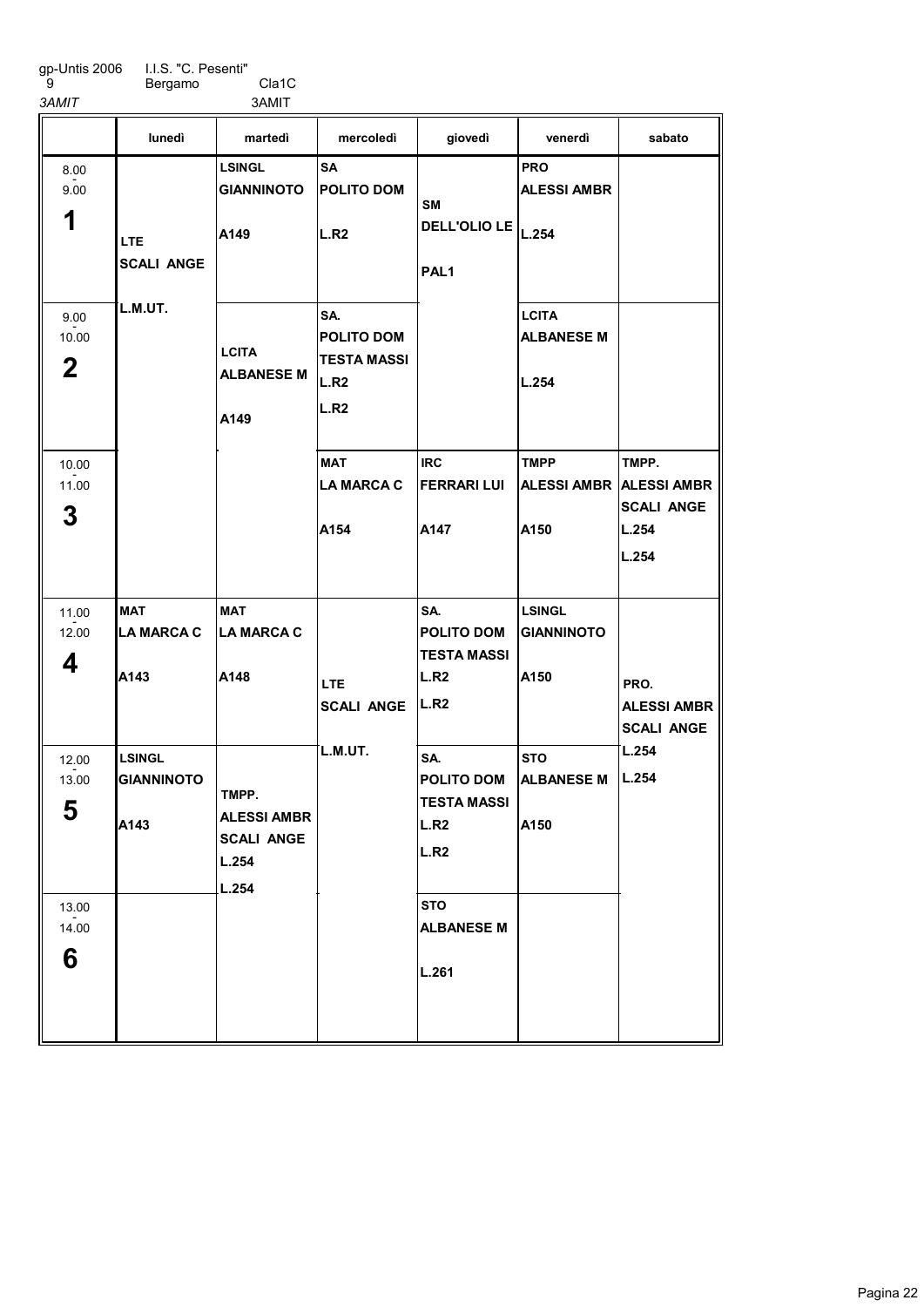gp-Untis 2006 I.I.S. "C. Pesenti"
9 Bergamo Cla1C
*3AMIT* 3AMIT

| | lunedì | martedì | mercoledì | giovedì | venerdì | sabato |
|---|---|---|---|---|---|---|
| 8.00 - 9.00 **1** | **LTE** **SCALI ANGE** **L.M.UT.** | **LSINGL** **GIANNINOTO** **A149** | **SA** **POLITO DOM** **L.R2** | **SM** **DELL'OLIO LE** **PAL1** | **PRO** **ALESSI AMBR** **L.254** | |
| 9.00 - 10.00 **2** | | **LCITA** **ALBANESE M** **A149** | **SA.** **POLITO DOM** **TESTA MASSI** **L.R2** **L.R2** | | **LCITA** **ALBANESE M** **L.254** | |
| 10.00 - 11.00 **3** | | | **MAT** **LA MARCA C** **A154** | **IRC** **FERRARI LUI** **A147** | **TMPP** **ALESSI AMBR** **A150** | **TMPP.** **ALESSI AMBR** **SCALI ANGE** **L.254** **L.254** |
| 11.00 - 12.00 **4** | **MAT** **LA MARCA C** **A143** | **MAT** **LA MARCA C** **A148** | **LTE** **SCALI ANGE** **L.M.UT.** | **SA.** **POLITO DOM** **TESTA MASSI** **L.R2** **L.R2** | **LSINGL** **GIANNINOTO** **A150** | **PRO.** **ALESSI AMBR** **SCALI ANGE** **L.254** **L.254** |
| 12.00 - 13.00 **5** | **LSINGL** **GIANNINOTO** **A143** | **TMPP.** **ALESSI AMBR** **SCALI ANGE** **L.254** **L.254** | | **SA.** **POLITO DOM** **TESTA MASSI** **L.R2** **L.R2** | **STO** **ALBANESE M** **A150** | |
| 13.00 - 14.00 **6** | | | | **STO** **ALBANESE M** **L.261** | | |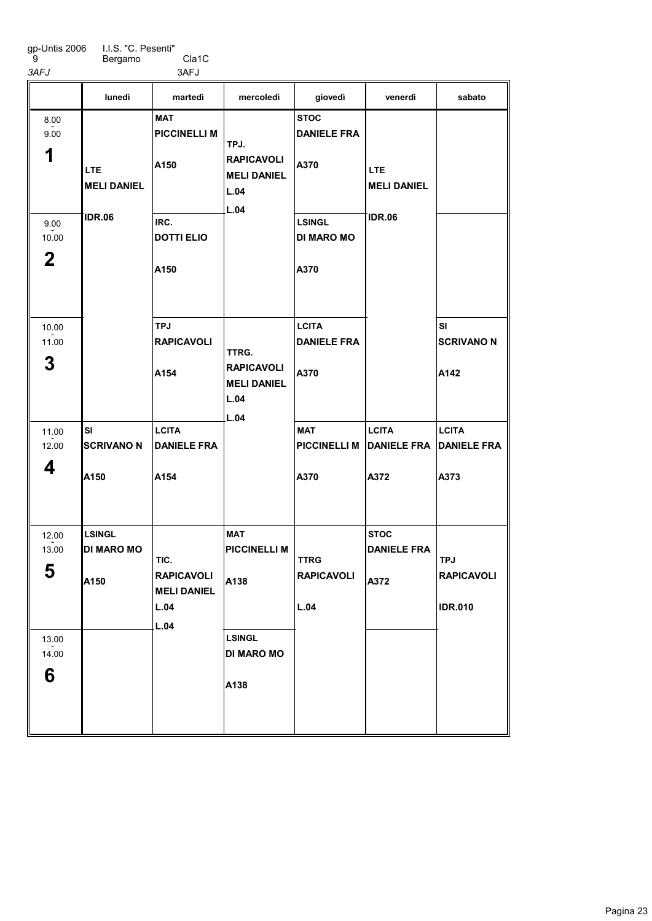gp-Untis 2006 I.I.S. "C. Pesenti"
9 Bergamo Cla1C
*3AFJ* 3AFJ

| | lunedì | martedì | mercoledì | giovedì | venerdì | sabato |
|---|---|---|---|---|---|---|
| 8.00 - 9.00 **1** | LTE MELI DANIEL IDR.06 | MAT PICCINELLI M A150 | TPJ. RAPICAVOLI MELI DANIEL L.04 L.04 | STOC DANIELE FRA A370 | LTE MELI DANIEL IDR.06 | |
| 9.00 - 10.00 **2** | | IRC. DOTTI ELIO A150 | | LSINGL DI MARO MO A370 | | |
| 10.00 - 11.00 **3** | | TPJ RAPICAVOLI A154 | TTRG. RAPICAVOLI MELI DANIEL L.04 L.04 | LCITA DANIELE FRA A370 | | SI SCRIVANO N A142 |
| 11.00 - 12.00 **4** | SI SCRIVANO N A150 | LCITA DANIELE FRA A154 | | MAT PICCINELLI M A370 | LCITA DANIELE FRA A372 | LCITA DANIELE FRA A373 |
| 12.00 - 13.00 **5** | LSINGL DI MARO MO A150 | TIC. RAPICAVOLI MELI DANIEL L.04 L.04 | MAT PICCINELLI M A138 | TTRG RAPICAVOLI L.04 | STOC DANIELE FRA A372 | TPJ RAPICAVOLI IDR.010 |
| 13.00 - 14.00 **6** | | | LSINGL DI MARO MO A138 | | | |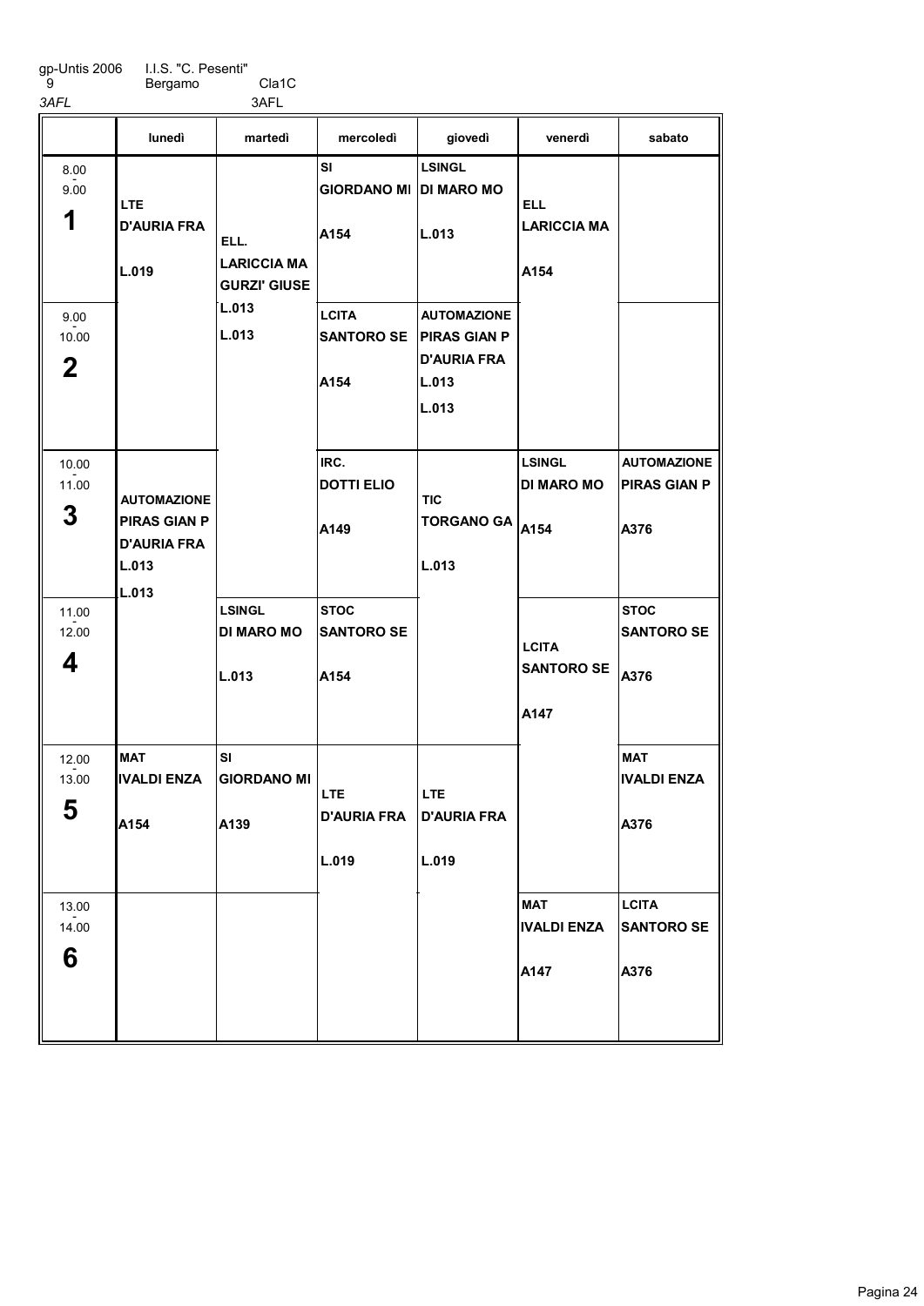gp-Untis 2006 I.I.S. "C. Pesenti"
9 Bergamo Cla1C
3AFL 3AFL

| | lunedì | martedì | mercoledì | giovedì | venerdì | sabato |
|---|---|---|---|---|---|---|
| 8.00 - 9.00 **1** | LTE D'AURIA FRA L.019 | ELL. LARICCIA MA GURZI' GIUSE L.013 L.013 | SI GIORDANO MI A154 | LSINGL DI MARO MO L.013 | ELL LARICCIA MA A154 | |
| 9.00 - 10.00 **2** | | | LCITA SANTORO SE A154 | AUTOMAZIONE PIRAS GIAN P D'AURIA FRA L.013 L.013 | | |
| 10.00 - 11.00 **3** | AUTOMAZIONE PIRAS GIAN P D'AURIA FRA L.013 L.013 | | IRC. DOTTI ELIO A149 | TIC TORGANO GA L.013 | LSINGL DI MARO MO A154 | AUTOMAZIONE PIRAS GIAN P A376 |
| 11.00 - 12.00 **4** | | LSINGL DI MARO MO L.013 | STOC SANTORO SE A154 | | LCITA SANTORO SE A147 | STOC SANTORO SE A376 |
| 12.00 - 13.00 **5** | MAT IVALDI ENZA A154 | SI GIORDANO MI A139 | LTE D'AURIA FRA L.019 | LTE D'AURIA FRA L.019 | | MAT IVALDI ENZA A376 |
| 13.00 - 14.00 **6** | | | | | MAT IVALDI ENZA A147 | LCITA SANTORO SE A376 |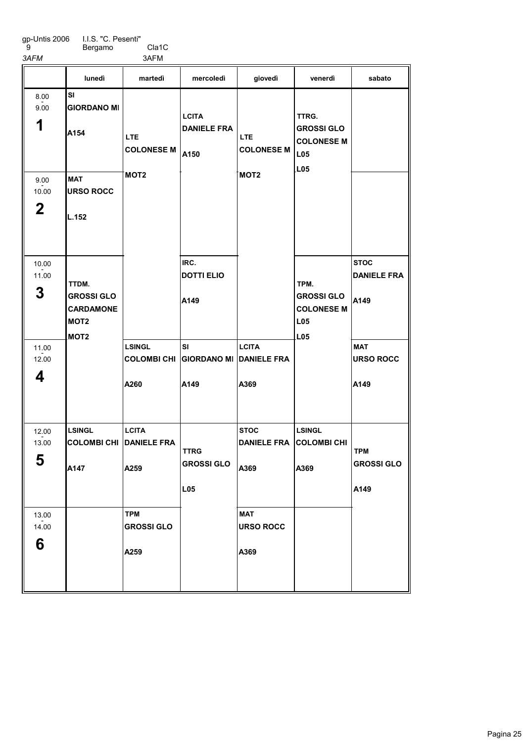gp-Untis 2006 I.I.S. "C. Pesenti"
9 Bergamo Cla1C
*3AFM* 3AFM

| | lunedì | martedì | mercoledì | giovedì | venerdì | sabato |
|---|---|---|---|---|---|---|
| 8.00 - 9.00 **1** | SI GIORDANO MI A154 | LTE COLONESE M MOT2 | LCITA DANIELE FRA A150 | LTE COLONESE M MOT2 | TTRG. GROSSI GLO COLONESE M L05 L05 | |
| 9.00 - 10.00 **2** | MAT URSO ROCC L.152 | | | | | |
| 10.00 - 11.00 **3** | TTDM. GROSSI GLO CARDAMONE MOT2 MOT2 | | IRC. DOTTI ELIO A149 | | TPM. GROSSI GLO COLONESE M L05 L05 | STOC DANIELE FRA A149 |
| 11.00 - 12.00 **4** | | LSINGL COLOMBI CHI A260 | SI GIORDANO MI A149 | LCITA DANIELE FRA A369 | | MAT URSO ROCC A149 |
| 12.00 - 13.00 **5** | LSINGL COLOMBI CHI A147 | LCITA DANIELE FRA A259 | TTRG GROSSI GLO L05 | STOC DANIELE FRA A369 | LSINGL COLOMBI CHI A369 | TPM GROSSI GLO A149 |
| 13.00 - 14.00 **6** | | TPM GROSSI GLO A259 | | MAT URSO ROCC A369 | | |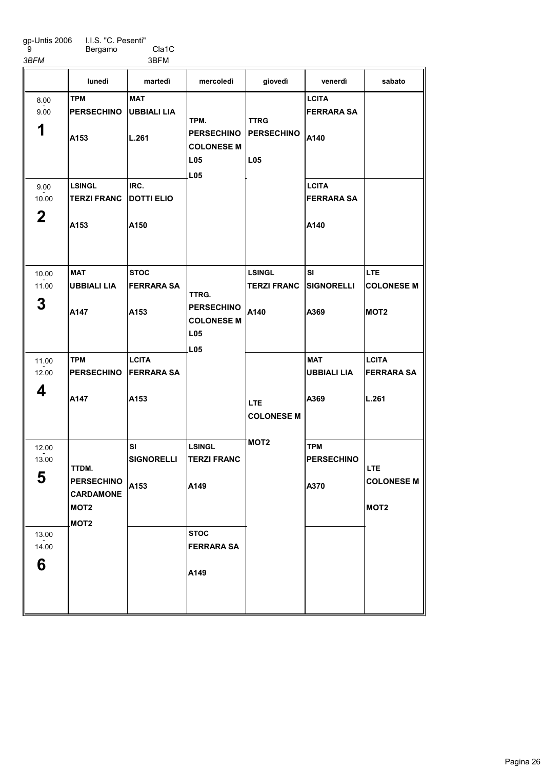gp-Untis 2006 I.I.S. "C. Pesenti"
9 Bergamo Cla1C
*3BFM* 3BFM

| | lunedì | martedì | mercoledì | giovedì | venerdì | sabato |
|---|---|---|---|---|---|---|
| 8.00 - 9.00 **1** | **TPM** **PERSECHINO** **A153** | **MAT** **UBBIALI LIA** **L.261** | **TPM.** **PERSECHINO** **COLONESE M** **L05** **L05** | **TTRG** **PERSECHINO** **L05** | **LCITA** **FERRARA SA** **A140** | |
| 9.00 - 10.00 **2** | **LSINGL** **TERZI FRANC** **A153** | **IRC.** **DOTTI ELIO** **A150** | | | **LCITA** **FERRARA SA** **A140** | |
| 10.00 - 11.00 **3** | **MAT** **UBBIALI LIA** **A147** | **STOC** **FERRARA SA** **A153** | **TTRG.** **PERSECHINO** **COLONESE M** **L05** **L05** | **LSINGL** **TERZI FRANC** **A140** | **SI** **SIGNORELLI** **A369** | **LTE** **COLONESE M** **MOT2** |
| 11.00 - 12.00 **4** | **TPM** **PERSECHINO** **A147** | **LCITA** **FERRARA SA** **A153** | | **LTE** **COLONESE M** **MOT2** | **MAT** **UBBIALI LIA** **A369** | **LCITA** **FERRARA SA** **L.261** |
| 12.00 - 13.00 **5** | **TTDM.** **PERSECHINO** **CARDAMONE** **MOT2** **MOT2** | **SI** **SIGNORELLI** **A153** | **LSINGL** **TERZI FRANC** **A149** | | **TPM** **PERSECHINO** **A370** | **LTE** **COLONESE M** **MOT2** |
| 13.00 - 14.00 **6** | | | **STOC** **FERRARA SA** **A149** | | | |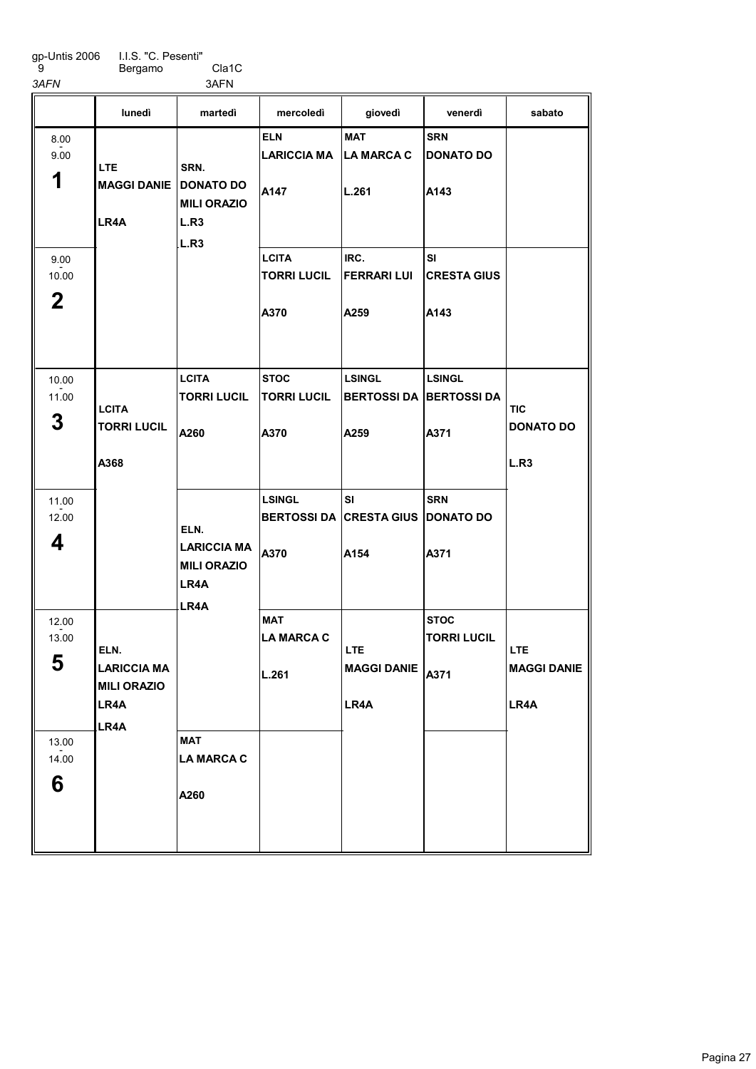gp-Untis 2006 I.I.S. "C. Pesenti"
9 Bergamo Cla1C
3AFN 3AFN

| | lunedì | martedì | mercoledì | giovedì | venerdì | sabato |
|---|---|---|---|---|---|---|
| 8.00 - 9.00 **1** | LTE MAGGI DANIE LR4A | SRN. DONATO DO MILI ORAZIO L.R3 L.R3 | ELN LARICCIA MA A147 | MAT LA MARCA C L.261 | SRN DONATO DO A143 | |
| 9.00 - 10.00 **2** | | | LCITA TORRI LUCIL A370 | IRC. FERRARI LUI A259 | SI CRESTA GIUS A143 | |
| 10.00 - 11.00 **3** | LCITA TORRI LUCIL A368 | LCITA TORRI LUCIL A260 | STOC TORRI LUCIL A370 | LSINGL BERTOSSI DA A259 | LSINGL BERTOSSI DA A371 | TIC DONATO DO L.R3 |
| 11.00 - 12.00 **4** | | ELN. LARICCIA MA MILI ORAZIO LR4A LR4A | LSINGL BERTOSSI DA A370 | SI CRESTA GIUS A154 | SRN DONATO DO A371 | |
| 12.00 - 13.00 **5** | ELN. LARICCIA MA MILI ORAZIO LR4A LR4A | | MAT LA MARCA C L.261 | LTE MAGGI DANIE LR4A | STOC TORRI LUCIL A371 | LTE MAGGI DANIE LR4A |
| 13.00 - 14.00 **6** | | MAT LA MARCA C A260 | | | | |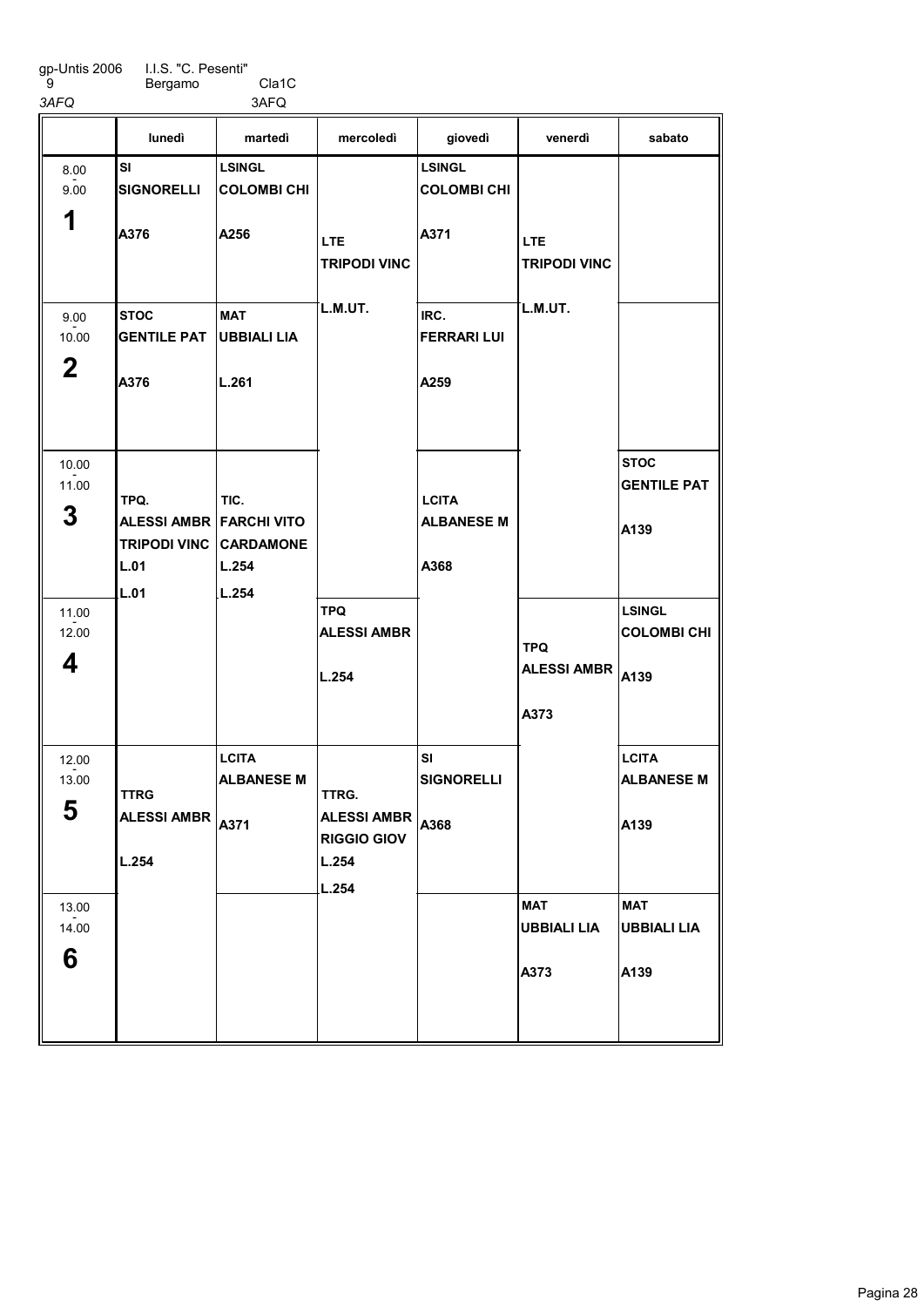gp-Untis 2006 I.I.S. "C. Pesenti"
9 Bergamo Cla1C
*3AFQ* 3AFQ

| | lunedì | martedì | mercoledì | giovedì | venerdì | sabato |
|---|---|---|---|---|---|---|
| 8.00 - 9.00 **1** | **SI** **SIGNORELLI** **A376** | **LSINGL** **COLOMBI CHI** **A256** | **LTE** **TRIPODI VINC** **L.M.UT.** | **LSINGL** **COLOMBI CHI** **A371** | **LTE** **TRIPODI VINC** **L.M.UT.** | |
| 9.00 - 10.00 **2** | **STOC** **GENTILE PAT** **A376** | **MAT** **UBBIALI LIA** **L.261** | | **IRC.** **FERRARI LUI** **A259** | | |
| 10.00 - 11.00 **3** | **TPQ.** **ALESSI AMBR** **TRIPODI VINC** **L.01** **L.01** | **TIC.** **FARCHI VITO** **CARDAMONE** **L.254** **L.254** | | **LCITA** **ALBANESE M** **A368** | | **STOC** **GENTILE PAT** **A139** |
| 11.00 - 12.00 **4** | | | **TPQ** **ALESSI AMBR** **L.254** | | **TPQ** **ALESSI AMBR** **A373** | **LSINGL** **COLOMBI CHI** **A139** |
| 12.00 - 13.00 **5** | **TTRG** **ALESSI AMBR** **L.254** | **LCITA** **ALBANESE M** **A371** | **TTRG.** **ALESSI AMBR** **RIGGIO GIOV** **L.254** **L.254** | **SI** **SIGNORELLI** **A368** | | **LCITA** **ALBANESE M** **A139** |
| 13.00 - 14.00 **6** | | | | | **MAT** **UBBIALI LIA** **A373** | **MAT** **UBBIALI LIA** **A139** |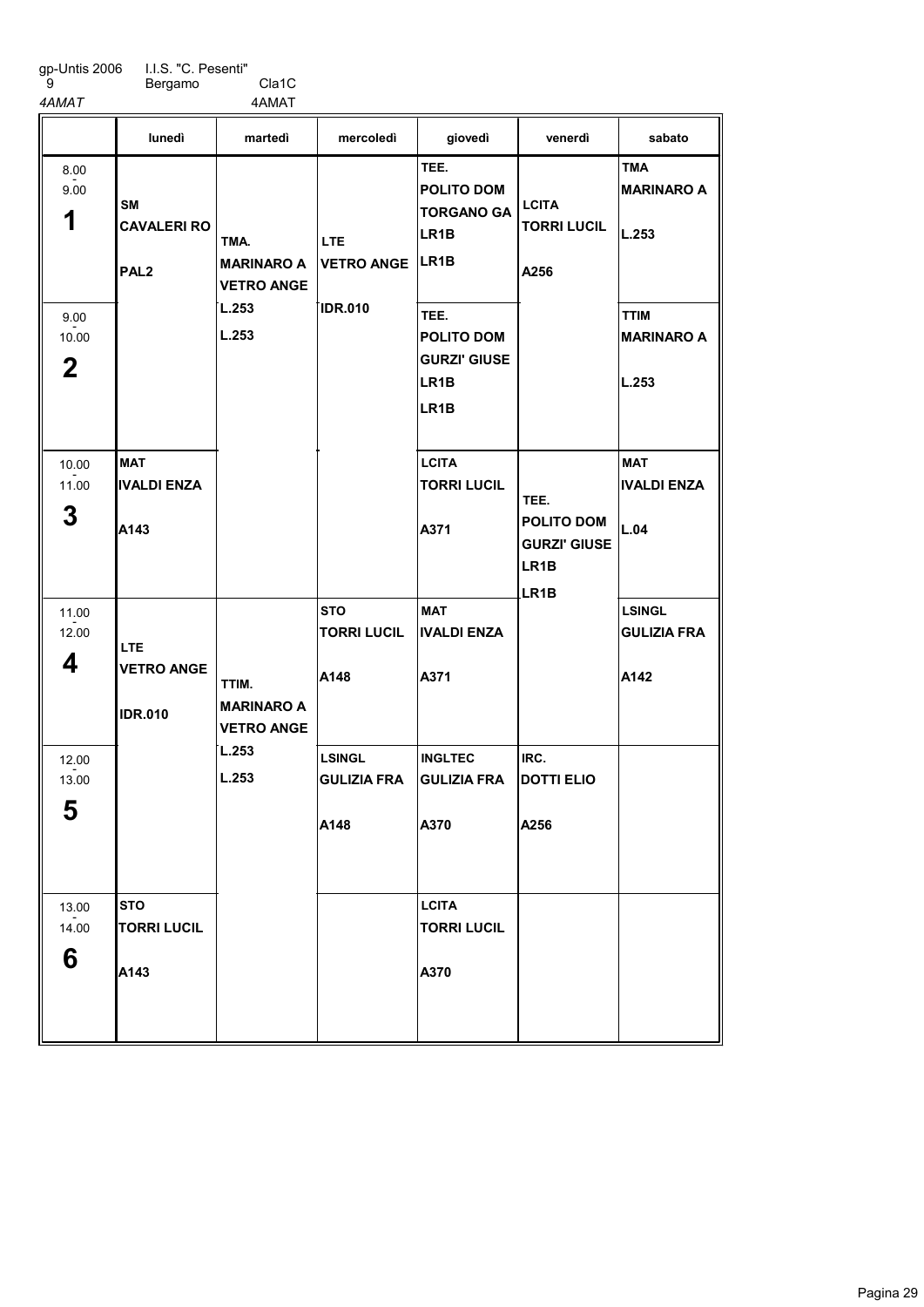gp-Untis 2006 I.I.S. "C. Pesenti"
9 Bergamo Cla1C
*4AMAT* 4AMAT

| | lunedì | martedì | mercoledì | giovedì | venerdì | sabato |
|---|---|---|---|---|---|---|
| 8.00 - 9.00 **1** | SM CAVALERI RO PAL2 | TMA. MARINARO A VETRO ANGE L.253 L.253 | LTE VETRO ANGE IDR.010 | TEE. POLITO DOM TORGANO GA LR1B LR1B | LCITA TORRI LUCIL A256 | TMA MARINARO A L.253 |
| 9.00 - 10.00 **2** | | | | TEE. POLITO DOM GURZI' GIUSE LR1B LR1B | | TTIM MARINARO A L.253 |
| 10.00 - 11.00 **3** | MAT IVALDI ENZA A143 | | | LCITA TORRI LUCIL A371 | TEE. POLITO DOM GURZI' GIUSE LR1B LR1B | MAT IVALDI ENZA L.04 |
| 11.00 - 12.00 **4** | LTE VETRO ANGE IDR.010 | TTIM. MARINARO A VETRO ANGE L.253 L.253 | STO TORRI LUCIL A148 | MAT IVALDI ENZA A371 | | LSINGL GULIZIA FRA A142 |
| 12.00 - 13.00 **5** | | | LSINGL GULIZIA FRA A148 | INGLTEC GULIZIA FRA A370 | IRC. DOTTI ELIO A256 | |
| 13.00 - 14.00 **6** | STO TORRI LUCIL A143 | | | LCITA TORRI LUCIL A370 | | |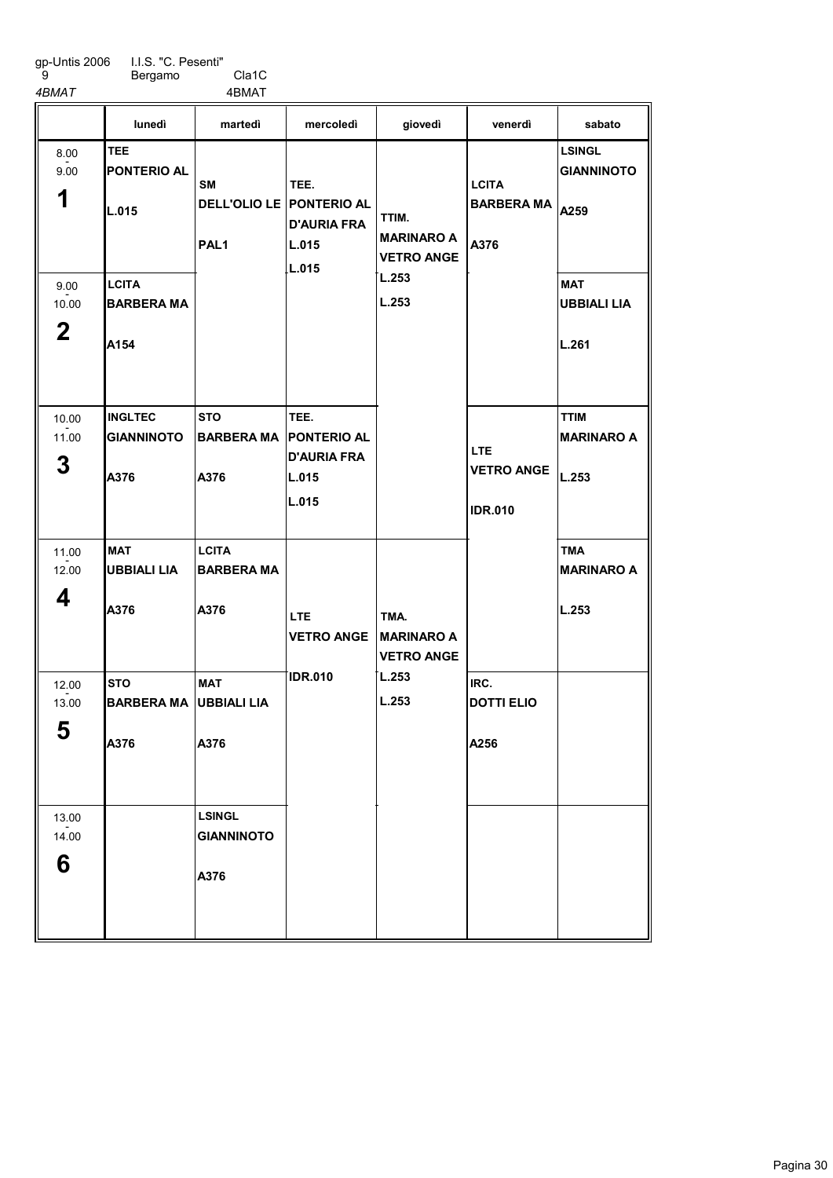gp-Untis 2006 I.I.S. "C. Pesenti"
9 Bergamo Cla1C

*4BMAT* 4BMAT

| | lunedì | martedì | mercoledì | giovedì | venerdì | sabato |
|---|---|---|---|---|---|---|
| 8.00 - 9.00 **1** | **TEE** **PONTERIO AL** **L.015** | **SM** **DELL'OLIO LE** **PAL1** | **TEE.** **PONTERIO AL** **D'AURIA FRA** **L.015** **L.015** | **TTIM.** **MARINARO A** **VETRO ANGE** **L.253** **L.253** | **LCITA** **BARBERA MA** **A376** | **LSINGL** **GIANNINOTO** **A259** |
| 9.00 - 10.00 **2** | **LCITA** **BARBERA MA** **A154** | | | | | **MAT** **UBBIALI LIA** **L.261** |
| 10.00 - 11.00 **3** | **INGLTEC** **GIANNINOTO** **A376** | **STO** **BARBERA MA** **A376** | **TEE.** **PONTERIO AL** **D'AURIA FRA** **L.015** **L.015** | | **LTE** **VETRO ANGE** **IDR.010** | **TTIM** **MARINARO A** **L.253** |
| 11.00 - 12.00 **4** | **MAT** **UBBIALI LIA** **A376** | **LCITA** **BARBERA MA** **A376** | **LTE** **VETRO ANGE** **IDR.010** | **TMA.** **MARINARO A** **VETRO ANGE** **L.253** **L.253** | | **TMA** **MARINARO A** **L.253** |
| 12.00 - 13.00 **5** | **STO** **BARBERA MA** **A376** | **MAT** **UBBIALI LIA** **A376** | | | **IRC.** **DOTTI ELIO** **A256** | |
| 13.00 - 14.00 **6** | | **LSINGL** **GIANNINOTO** **A376** | | | | |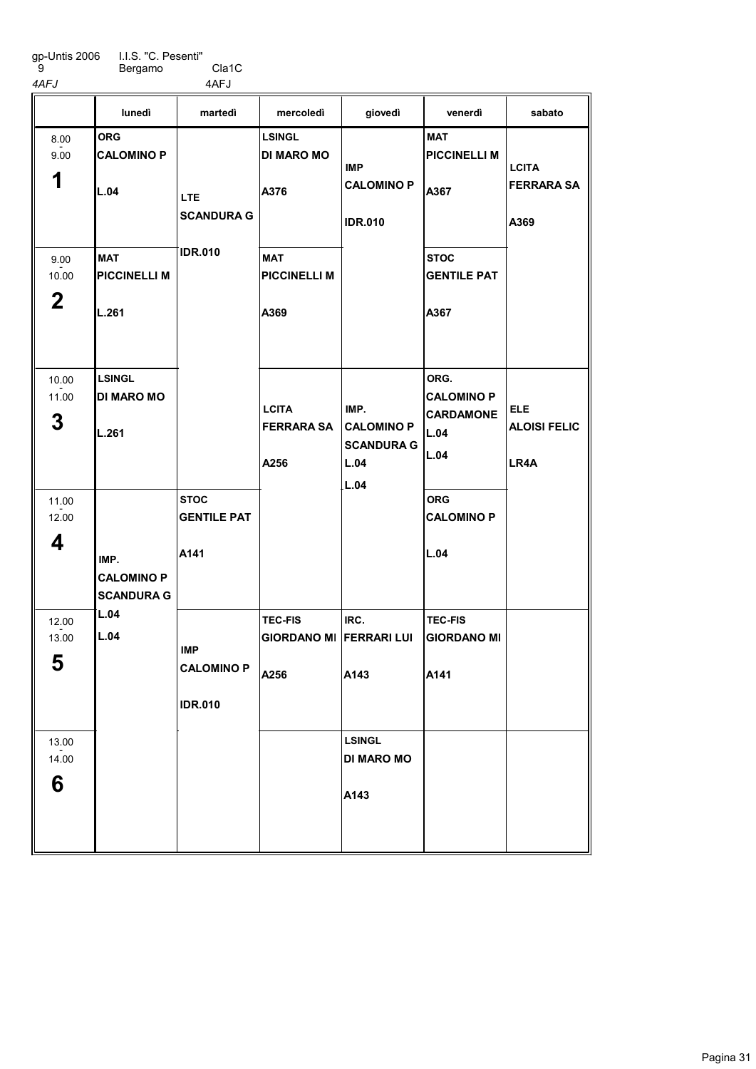gp-Untis 2006 I.I.S. "C. Pesenti"
9 Bergamo Cla1C
*4AFJ* 4AFJ

| | lunedì | martedì | mercoledì | giovedì | venerdì | sabato |
|---|---|---|---|---|---|---|
| 8.00 - 9.00 **1** | **ORG** CALOMINO P L.04 | **LTE** SCANDURA G IDR.010 | **LSINGL** DI MARO MO A376 | **IMP** CALOMINO P IDR.010 | **MAT** PICCINELLI M A367 | **LCITA** FERRARA SA A369 |
| 9.00 - 10.00 **2** | **MAT** PICCINELLI M L.261 | | **MAT** PICCINELLI M A369 | | **STOC** GENTILE PAT A367 | |
| 10.00 - 11.00 **3** | **LSINGL** DI MARO MO L.261 | | **LCITA** FERRARA SA A256 | **IMP.** CALOMINO P SCANDURA G L.04 L.04 | **ORG.** CALOMINO P CARDAMONE L.04 L.04 | **ELE** ALOISI FELIC LR4A |
| 11.00 - 12.00 **4** | **IMP.** CALOMINO P SCANDURA G L.04 L.04 | **STOC** GENTILE PAT A141 | | | **ORG** CALOMINO P L.04 | |
| 12.00 - 13.00 **5** | | **IMP** CALOMINO P IDR.010 | **TEC-FIS** GIORDANO MI A256 | **IRC.** FERRARI LUI A143 | **TEC-FIS** GIORDANO MI A141 | |
| 13.00 - 14.00 **6** | | | | **LSINGL** DI MARO MO A143 | | |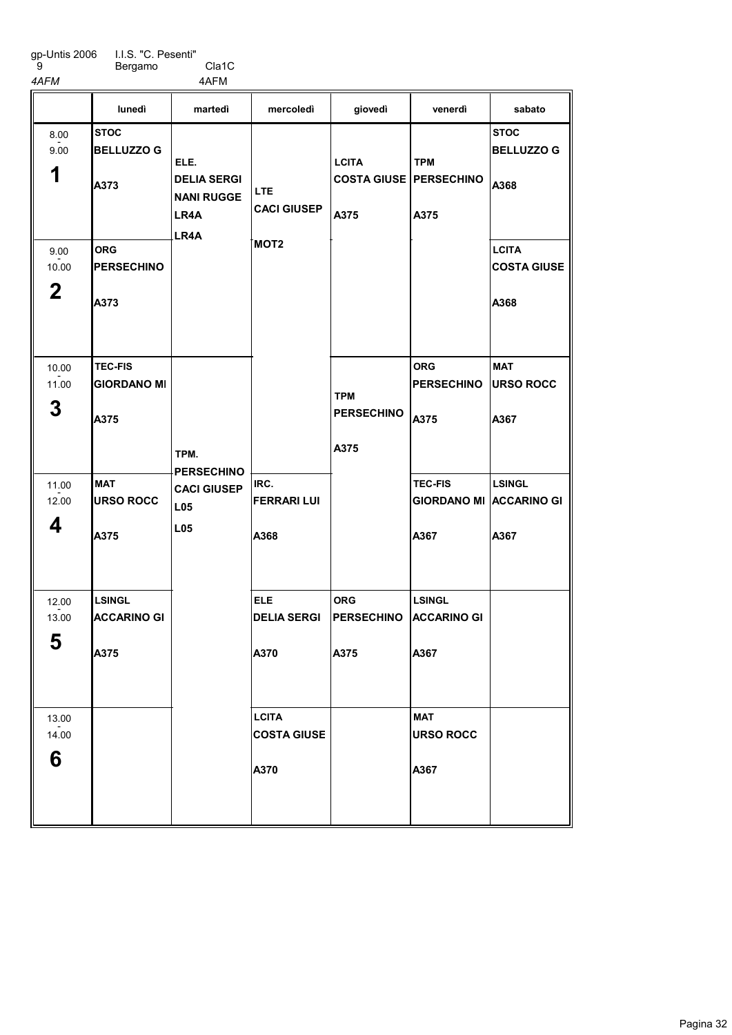gp-Untis 2006 I.I.S. "C. Pesenti"
9 Bergamo Cla1C
*4AFM* 4AFM

| | lunedì | martedì | mercoledì | giovedì | venerdì | sabato |
|---|---|---|---|---|---|---|
| 8.00 - 9.00 **1** | **STOC** **BELLUZZO G** **A373** | **ELE.** **DELIA SERGI** **NANI RUGGE** **LR4A** **LR4A** | **LTE** **CACI GIUSEP** **MOT2** | **LCITA** **COSTA GIUSE** **A375** | **TPM** **PERSECHINO** **A375** | **STOC** **BELLUZZO G** **A368** |
| 9.00 - 10.00 **2** | **ORG** **PERSECHINO** **A373** | | | | | **LCITA** **COSTA GIUSE** **A368** |
| 10.00 - 11.00 **3** | **TEC-FIS** **GIORDANO MI** **A375** | **TPM.** **PERSECHINO** **CACI GIUSEP** **L05** **L05** | | **TPM** **PERSECHINO** **A375** | **ORG** **PERSECHINO** **A375** | **MAT** **URSO ROCC** **A367** |
| 11.00 - 12.00 **4** | **MAT** **URSO ROCC** **A375** | | **IRC.** **FERRARI LUI** **A368** | | **TEC-FIS** **GIORDANO MI** **A367** | **LSINGL** **ACCARINO GI** **A367** |
| 12.00 - 13.00 **5** | **LSINGL** **ACCARINO GI** **A375** | | **ELE** **DELIA SERGI** **A370** | **ORG** **PERSECHINO** **A375** | **LSINGL** **ACCARINO GI** **A367** | |
| 13.00 - 14.00 **6** | | | **LCITA** **COSTA GIUSE** **A370** | | **MAT** **URSO ROCC** **A367** | |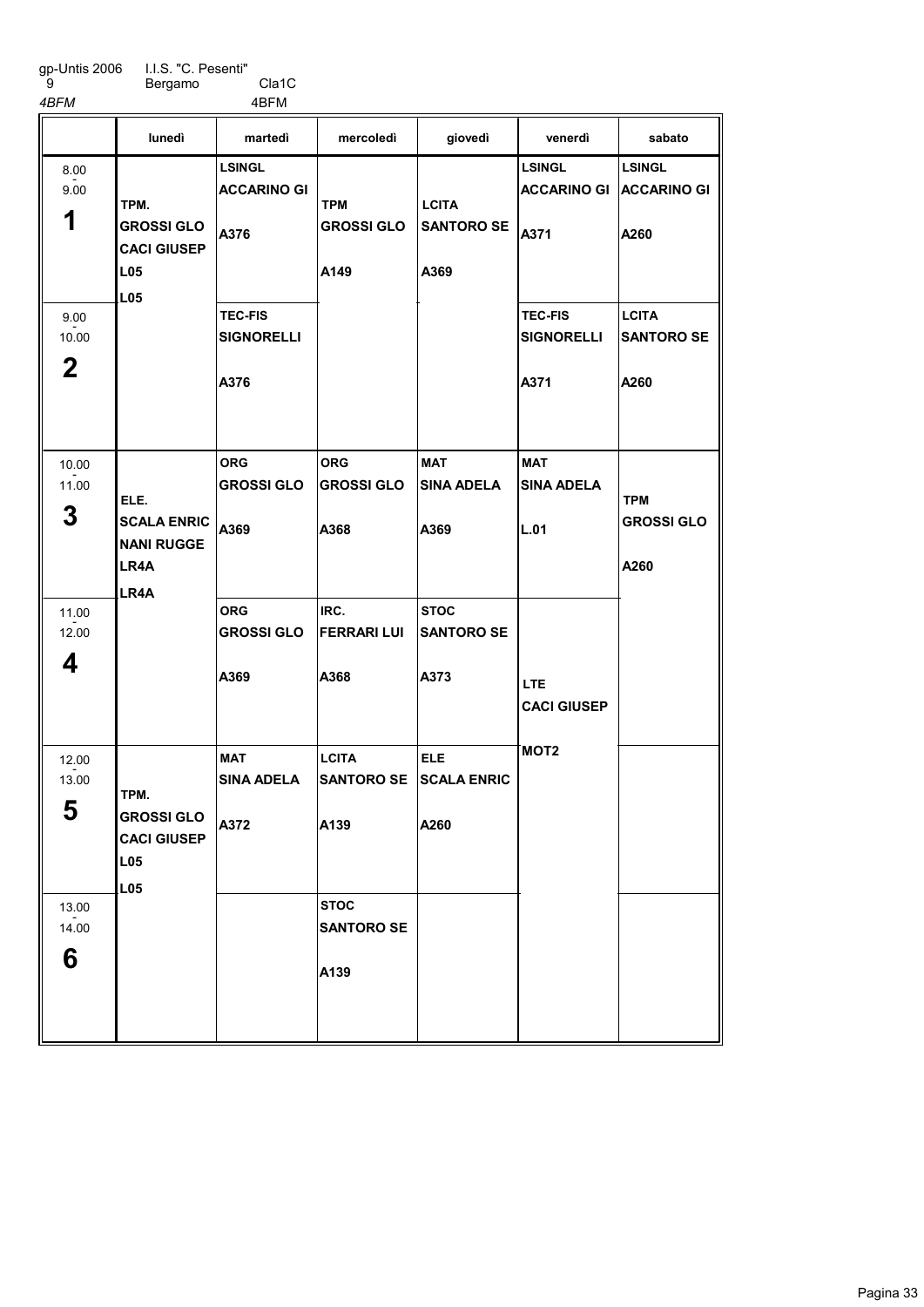gp-Untis 2006 I.I.S. "C. Pesenti"
9 Bergamo Cla1C
*4BFM* 4BFM

| | lunedì | martedì | mercoledì | giovedì | venerdì | sabato |
|---|---|---|---|---|---|---|
| 8.00 - 9.00 **1** | TPM. GROSSI GLO CACI GIUSEP L05 L05 | LSINGL ACCARINO GI A376 | TPM GROSSI GLO A149 | LCITA SANTORO SE A369 | LSINGL ACCARINO GI A371 | LSINGL ACCARINO GI A260 |
| 9.00 - 10.00 **2** | | TEC-FIS SIGNORELLI A376 | | | TEC-FIS SIGNORELLI A371 | LCITA SANTORO SE A260 |
| 10.00 - 11.00 **3** | ELE. SCALA ENRIC NANI RUGGE LR4A LR4A | ORG GROSSI GLO A369 | ORG GROSSI GLO A368 | MAT SINA ADELA A369 | MAT SINA ADELA L.01 | TPM GROSSI GLO A260 |
| 11.00 - 12.00 **4** | | ORG GROSSI GLO A369 | IRC. FERRARI LUI A368 | STOC SANTORO SE A373 | LTE CACI GIUSEP MOT2 | |
| 12.00 - 13.00 **5** | TPM. GROSSI GLO CACI GIUSEP L05 L05 | MAT SINA ADELA A372 | LCITA SANTORO SE A139 | ELE SCALA ENRIC A260 | | |
| 13.00 - 14.00 **6** | | | STOC SANTORO SE A139 | | | |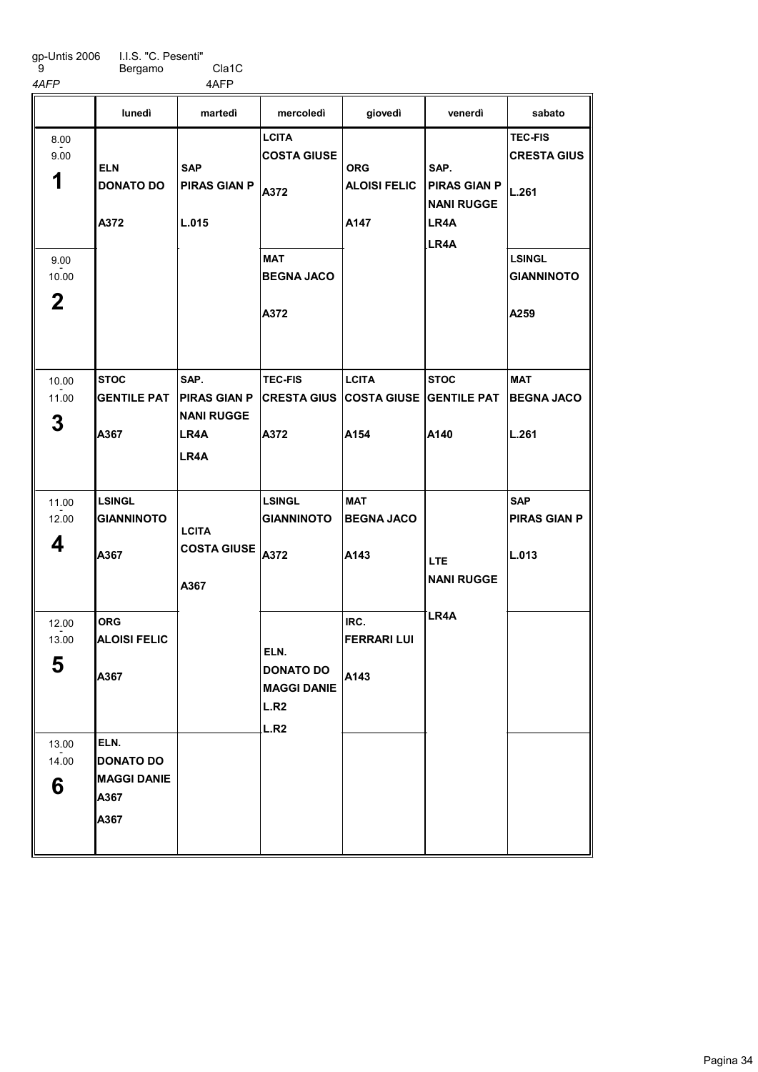gp-Untis 2006 I.I.S. "C. Pesenti"
9 Bergamo Cla1C
*4AFP* 4AFP

| | lunedì | martedì | mercoledì | giovedì | venerdì | sabato |
|---|---|---|---|---|---|---|
| 8.00 - 9.00 **1** | ELN DONATO DO A372 | SAP PIRAS GIAN P L.015 | LCITA COSTA GIUSE A372 | ORG ALOISI FELIC A147 | SAP. PIRAS GIAN P NANI RUGGE LR4A LR4A | TEC-FIS CRESTA GIUS L.261 |
| 9.00 - 10.00 **2** | | | MAT BEGNA JACO A372 | | | LSINGL GIANNINOTO A259 |
| 10.00 - 11.00 **3** | STOC GENTILE PAT A367 | SAP. PIRAS GIAN P NANI RUGGE LR4A LR4A | TEC-FIS CRESTA GIUS A372 | LCITA COSTA GIUSE A154 | STOC GENTILE PAT A140 | MAT BEGNA JACO L.261 |
| 11.00 - 12.00 **4** | LSINGL GIANNINOTO A367 | LCITA COSTA GIUSE A367 | LSINGL GIANNINOTO A372 | MAT BEGNA JACO A143 | LTE NANI RUGGE LR4A | SAP PIRAS GIAN P L.013 |
| 12.00 - 13.00 **5** | ORG ALOISI FELIC A367 | | ELN. DONATO DO MAGGI DANIE L.R2 L.R2 | IRC. FERRARI LUI A143 | | |
| 13.00 - 14.00 **6** | ELN. DONATO DO MAGGI DANIE A367 A367 | | | | | |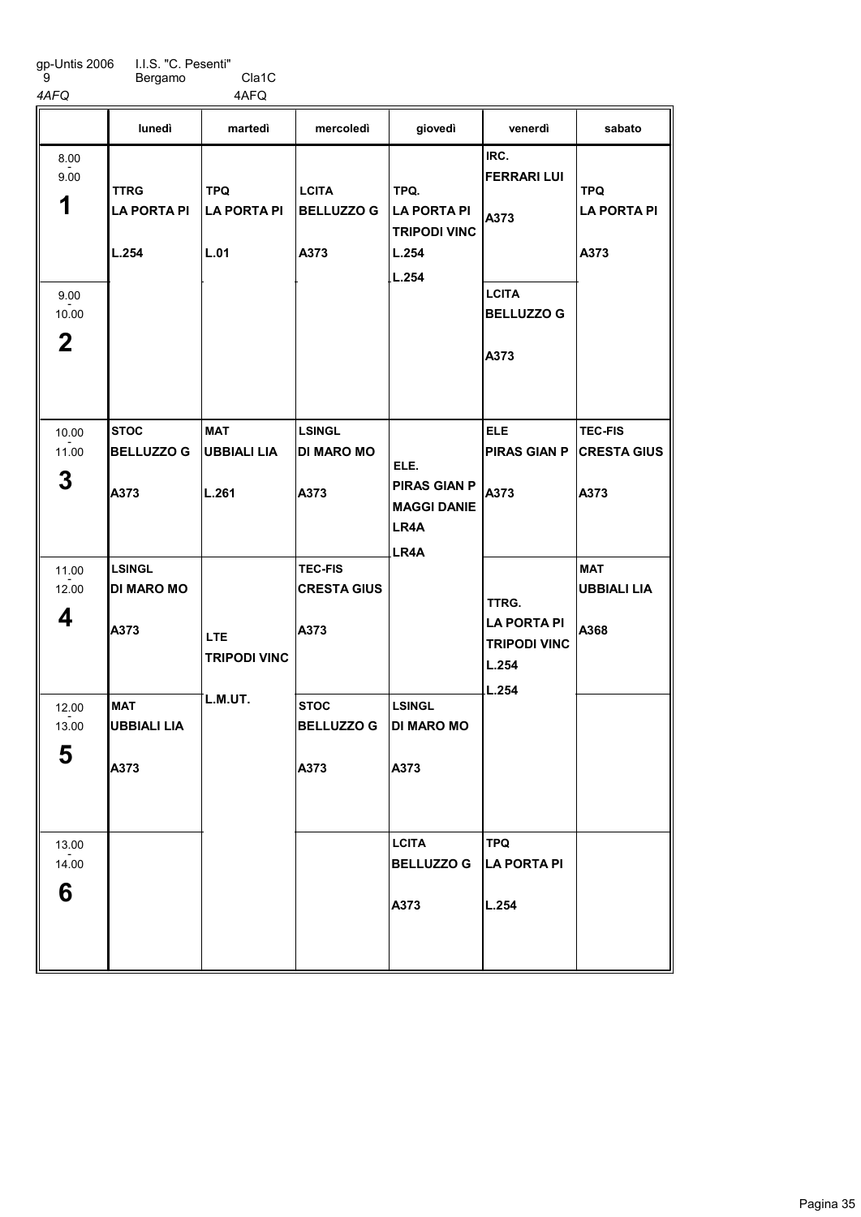gp-Untis 2006 I.I.S. "C. Pesenti"
9 Bergamo Cla1C
*4AFQ* 4AFQ

| | lunedì | martedì | mercoledì | giovedì | venerdì | sabato |
|---|---|---|---|---|---|---|
| 8.00 - 9.00 **1** | TTRG LA PORTA PI L.254 | TPQ LA PORTA PI L.01 | LCITA BELLUZZO G A373 | TPQ. LA PORTA PI TRIPODI VINC L.254 L.254 | IRC. FERRARI LUI A373 | TPQ LA PORTA PI A373 |
| 9.00 - 10.00 **2** | | | | | LCITA BELLUZZO G A373 | |
| 10.00 - 11.00 **3** | STOC BELLUZZO G A373 | MAT UBBIALI LIA L.261 | LSINGL DI MARO MO A373 | ELE. PIRAS GIAN P MAGGI DANIE LR4A LR4A | ELE PIRAS GIAN P A373 | TEC-FIS CRESTA GIUS A373 |
| 11.00 - 12.00 **4** | LSINGL DI MARO MO A373 | LTE TRIPODI VINC L.M.UT. | TEC-FIS CRESTA GIUS A373 | | TTRG. LA PORTA PI TRIPODI VINC L.254 L.254 | MAT UBBIALI LIA A368 |
| 12.00 - 13.00 **5** | MAT UBBIALI LIA A373 | | STOC BELLUZZO G A373 | LSINGL DI MARO MO A373 | | |
| 13.00 - 14.00 **6** | | | | LCITA BELLUZZO G A373 | TPQ LA PORTA PI L.254 | |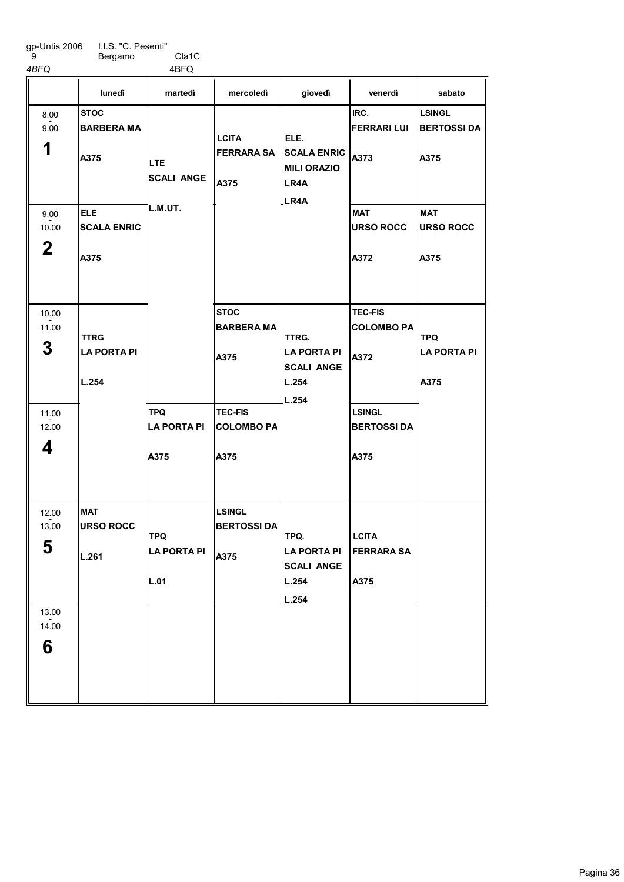gp-Untis 2006 I.I.S. "C. Pesenti"
9 Bergamo Cla1C
*4BFQ* 4BFQ

| | lunedì | martedì | mercoledì | giovedì | venerdì | sabato |
|---|---|---|---|---|---|---|
| 8.00 - 9.00 **1** | **STOC** **BARBERA MA** **A375** | **LTE** **SCALI ANGE** **L.M.UT.** | **LCITA** **FERRARA SA** **A375** | **ELE.** **SCALA ENRIC** **MILI ORAZIO** **LR4A** **LR4A** | **IRC.** **FERRARI LUI** **A373** | **LSINGL** **BERTOSSI DA** **A375** |
| 9.00 - 10.00 **2** | **ELE** **SCALA ENRIC** **A375** | | | | **MAT** **URSO ROCC** **A372** | **MAT** **URSO ROCC** **A375** |
| 10.00 - 11.00 **3** | **TTRG** **LA PORTA PI** **L.254** | | **STOC** **BARBERA MA** **A375** | **TTRG.** **LA PORTA PI** **SCALI ANGE** **L.254** **L.254** | **TEC-FIS** **COLOMBO PA** **A372** | **TPQ** **LA PORTA PI** **A375** |
| 11.00 - 12.00 **4** | | **TPQ** **LA PORTA PI** **A375** | **TEC-FIS** **COLOMBO PA** **A375** | | **LSINGL** **BERTOSSI DA** **A375** | |
| 12.00 - 13.00 **5** | **MAT** **URSO ROCC** **L.261** | **TPQ** **LA PORTA PI** **L.01** | **LSINGL** **BERTOSSI DA** **A375** | **TPQ.** **LA PORTA PI** **SCALI ANGE** **L.254** **L.254** | **LCITA** **FERRARA SA** **A375** | |
| 13.00 - 14.00 **6** | | | | | | |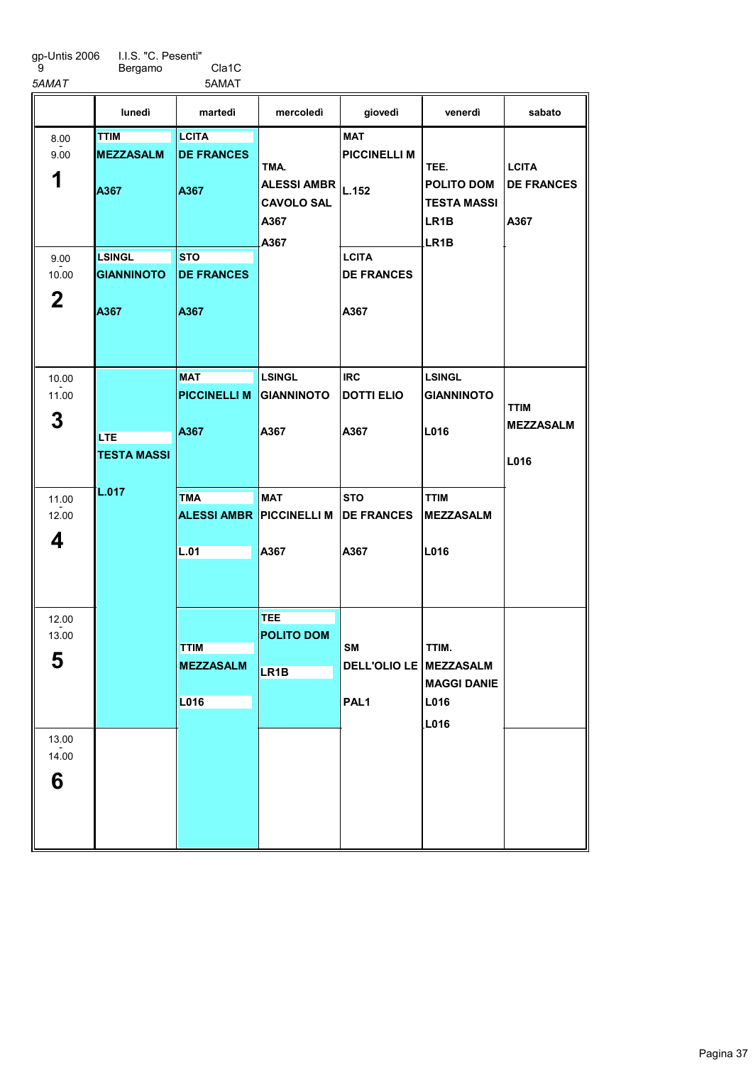gp-Untis 2006 I.I.S. "C. Pesenti"
9 Bergamo Cla1C

*5AMAT* 5AMAT

| | lunedì | martedì | mercoledì | giovedì | venerdì | sabato |
|---|---|---|---|---|---|---|
| 8.00 - 9.00 **1** | TTIM MEZZASALM A367 | LCITA DE FRANCES A367 | TMA. ALESSI AMBR CAVOLO SAL A367 A367 | MAT PICCINELLI M L.152 | TEE. POLITO DOM TESTA MASSI LR1B LR1B | LCITA DE FRANCES A367 |
| 9.00 - 10.00 **2** | LSINGL GIANNINOTO A367 | STO DE FRANCES A367 | | LCITA DE FRANCES A367 | | |
| 10.00 - 11.00 **3** | LTE TESTA MASSI L.017 | MAT PICCINELLI M A367 | LSINGL GIANNINOTO A367 | IRC DOTTI ELIO A367 | LSINGL GIANNINOTO L016 | TTIM MEZZASALM L016 |
| 11.00 - 12.00 **4** | | TMA ALESSI AMBR L.01 | MAT PICCINELLI M A367 | STO DE FRANCES A367 | TTIM MEZZASALM L016 | |
| 12.00 - 13.00 **5** | | TTIM MEZZASALM L016 | TEE POLITO DOM LR1B | SM DELL'OLIO LE PAL1 | TTIM. MEZZASALM MAGGI DANIE L016 L016 | |
| 13.00 - 14.00 **6** | | | | | | |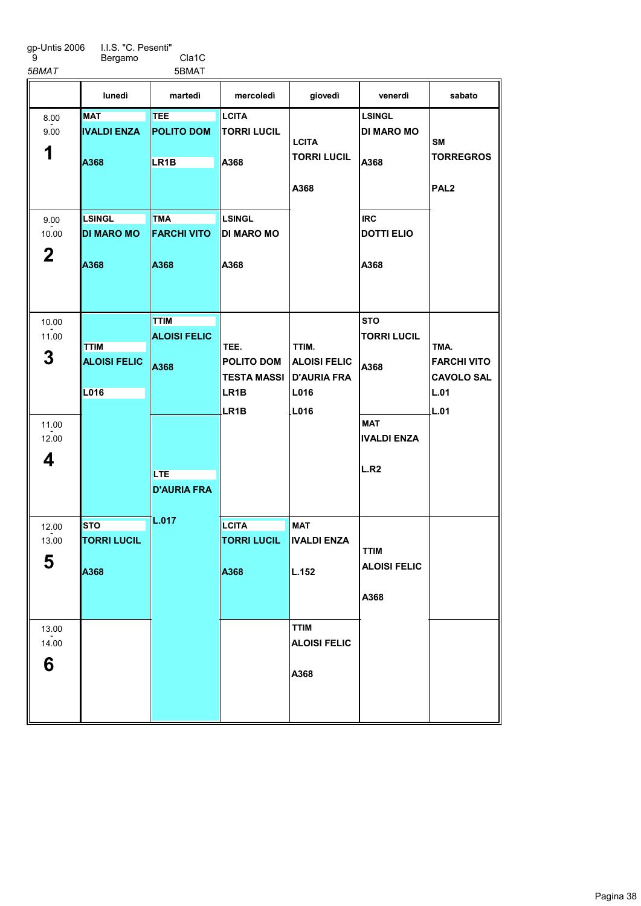gp-Untis 2006 9 — I.I.S. "C. Pesenti" Bergamo — Cla1C

*5BMAT* — 5BMAT

| | lunedì | martedì | mercoledì | giovedì | venerdì | sabato |
|---|---|---|---|---|---|---|
| 8.00 - 9.00 **1** | MAT IVALDI ENZA A368 | TEE POLITO DOM LR1B | LCITA TORRI LUCIL A368 | LCITA TORRI LUCIL A368 | LSINGL DI MARO MO A368 | SM TORREGROS PAL2 |
| 9.00 - 10.00 **2** | LSINGL DI MARO MO A368 | TMA FARCHI VITO A368 | LSINGL DI MARO MO A368 | | IRC DOTTI ELIO A368 | |
| 10.00 - 11.00 **3** | TTIM ALOISI FELIC L016 | TTIM ALOISI FELIC A368 | TEE. POLITO DOM TESTA MASSI LR1B LR1B | TTIM. ALOISI FELIC D'AURIA FRA L016 L016 | STO TORRI LUCIL A368 | TMA. FARCHI VITO CAVOLO SAL L.01 L.01 |
| 11.00 - 12.00 **4** | | LTE D'AURIA FRA L.017 | | | MAT IVALDI ENZA L.R2 | |
| 12.00 - 13.00 **5** | STO TORRI LUCIL A368 | | LCITA TORRI LUCIL A368 | MAT IVALDI ENZA L.152 | TTIM ALOISI FELIC A368 | |
| 13.00 - 14.00 **6** | | | | TTIM ALOISI FELIC A368 | | |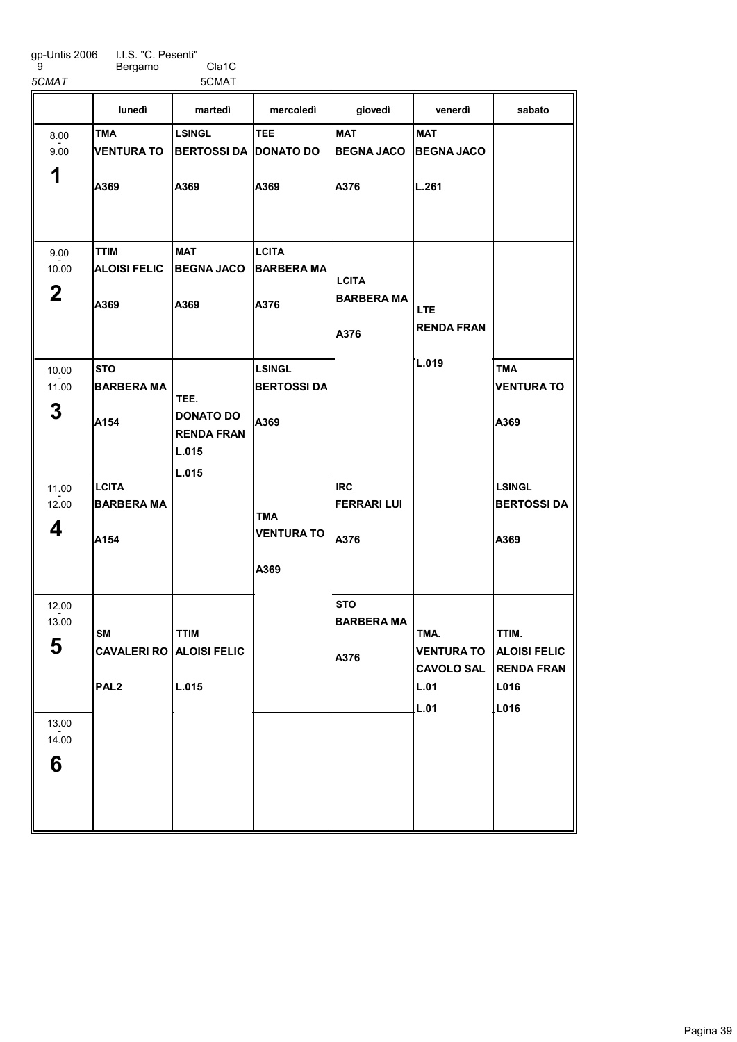gp-Untis 2006 I.I.S. "C. Pesenti"
9 Bergamo Cla1C

*5CMAT* 5CMAT

| | lunedì | martedì | mercoledì | giovedì | venerdì | sabato |
|---|---|---|---|---|---|---|
| 8.00 - 9.00 **1** | **TMA** **VENTURA TO** **A369** | **LSINGL** **BERTOSSI DA** **A369** | **TEE** **DONATO DO** **A369** | **MAT** **BEGNA JACO** **A376** | **MAT** **BEGNA JACO** **L.261** | |
| 9.00 - 10.00 **2** | **TTIM** **ALOISI FELIC** **A369** | **MAT** **BEGNA JACO** **A369** | **LCITA** **BARBERA MA** **A376** | **LCITA** **BARBERA MA** **A376** | **LTE** **RENDA FRAN** **L.019** | |
| 10.00 - 11.00 **3** | **STO** **BARBERA MA** **A154** | **TEE.** **DONATO DO** **RENDA FRAN** **L.015** **L.015** | **LSINGL** **BERTOSSI DA** **A369** | | | **TMA** **VENTURA TO** **A369** |
| 11.00 - 12.00 **4** | **LCITA** **BARBERA MA** **A154** | | **TMA** **VENTURA TO** **A369** | **IRC** **FERRARI LUI** **A376** | | **LSINGL** **BERTOSSI DA** **A369** |
| 12.00 - 13.00 **5** | **SM** **CAVALERI RO** **PAL2** | **TTIM** **ALOISI FELIC** **L.015** | | **STO** **BARBERA MA** **A376** | **TMA.** **VENTURA TO** **CAVOLO SAL** **L.01** **L.01** | **TTIM.** **ALOISI FELIC** **RENDA FRAN** **L016** **L016** |
| 13.00 - 14.00 **6** | | | | | | |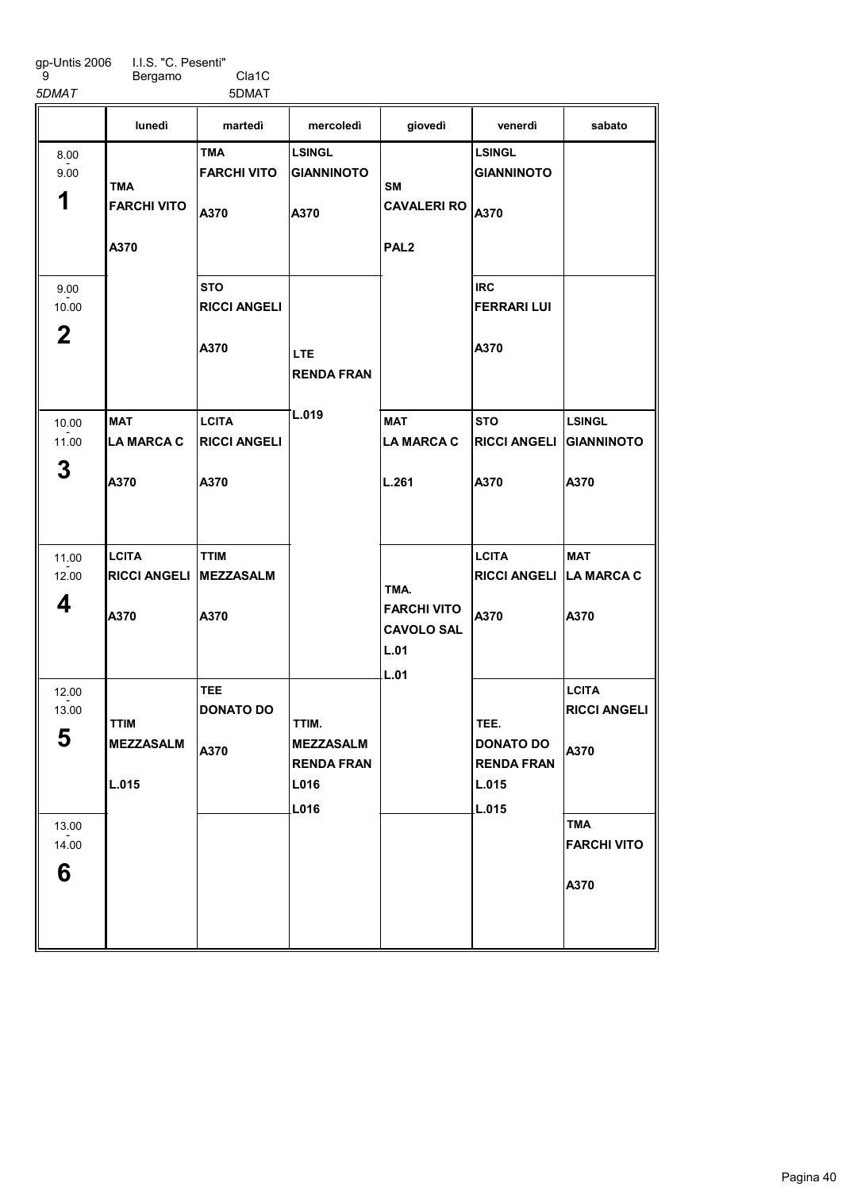gp-Untis 2006 I.I.S. "C. Pesenti"
9 Bergamo Cla1C
*5DMAT* 5DMAT

| | lunedì | martedì | mercoledì | giovedì | venerdì | sabato |
|---|---|---|---|---|---|---|
| 8.00 - 9.00 **1** | TMA FARCHI VITO A370 | TMA FARCHI VITO A370 | LSINGL GIANNINOTO A370 | SM CAVALERI RO PAL2 | LSINGL GIANNINOTO A370 | |
| 9.00 - 10.00 **2** | | STO RICCI ANGELI A370 | LTE RENDA FRAN L.019 | | IRC FERRARI LUI A370 | |
| 10.00 - 11.00 **3** | MAT LA MARCA C A370 | LCITA RICCI ANGELI A370 | | MAT LA MARCA C L.261 | STO RICCI ANGELI A370 | LSINGL GIANNINOTO A370 |
| 11.00 - 12.00 **4** | LCITA RICCI ANGELI A370 | TTIM MEZZASALM A370 | | TMA. FARCHI VITO CAVOLO SAL L.01 L.01 | LCITA RICCI ANGELI A370 | MAT LA MARCA C A370 |
| 12.00 - 13.00 **5** | TTIM MEZZASALM L.015 | TEE DONATO DO A370 | TTIM. MEZZASALM RENDA FRAN L016 L016 | | TEE. DONATO DO RENDA FRAN L.015 L.015 | LCITA RICCI ANGELI A370 |
| 13.00 - 14.00 **6** | | | | | | TMA FARCHI VITO A370 |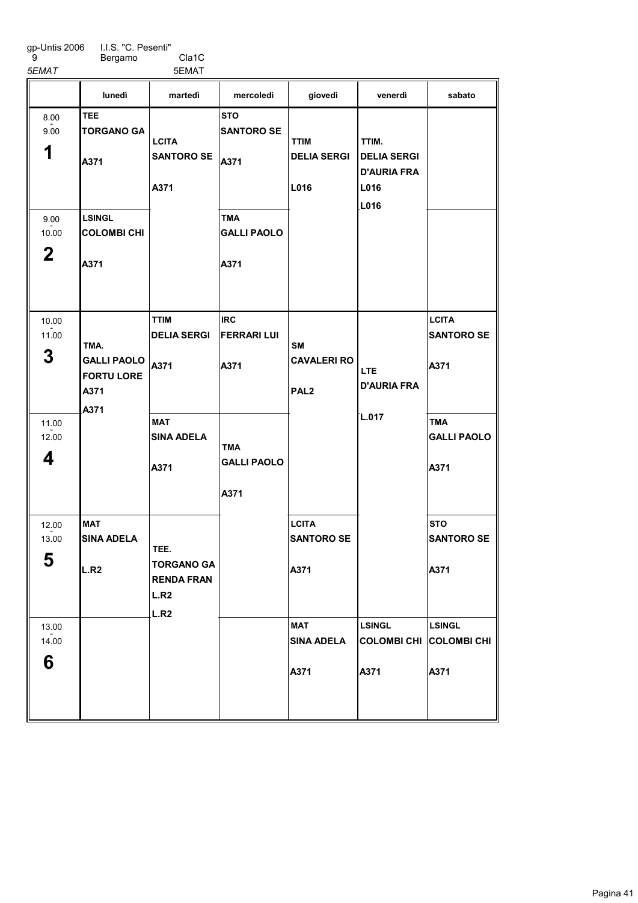gp-Untis 2006 I.I.S. "C. Pesenti"
9 Bergamo Cla1C
*5EMAT* 5EMAT

| | lunedì | martedì | mercoledì | giovedì | venerdì | sabato |
|---|---|---|---|---|---|---|
| 8.00 - 9.00 **1** | **TEE** **TORGANO GA** **A371** | **LCITA** **SANTORO SE** **A371** | **STO** **SANTORO SE** **A371** | **TTIM** **DELIA SERGI** **L016** | **TTIM.** **DELIA SERGI** **D'AURIA FRA** **L016** **L016** | |
| 9.00 - 10.00 **2** | **LSINGL** **COLOMBI CHI** **A371** | | **TMA** **GALLI PAOLO** **A371** | | | |
| 10.00 - 11.00 **3** | **TMA.** **GALLI PAOLO** **FORTU LORE** **A371** **A371** | **TTIM** **DELIA SERGI** **A371** | **IRC** **FERRARI LUI** **A371** | **SM** **CAVALERI RO** **PAL2** | **LTE** **D'AURIA FRA** **L.017** | **LCITA** **SANTORO SE** **A371** |
| 11.00 - 12.00 **4** | | **MAT** **SINA ADELA** **A371** | **TMA** **GALLI PAOLO** **A371** | | | **TMA** **GALLI PAOLO** **A371** |
| 12.00 - 13.00 **5** | **MAT** **SINA ADELA** **L.R2** | **TEE.** **TORGANO GA** **RENDA FRAN** **L.R2** **L.R2** | | **LCITA** **SANTORO SE** **A371** | | **STO** **SANTORO SE** **A371** |
| 13.00 - 14.00 **6** | | | | **MAT** **SINA ADELA** **A371** | **LSINGL** **COLOMBI CHI** **A371** | **LSINGL** **COLOMBI CHI** **A371** |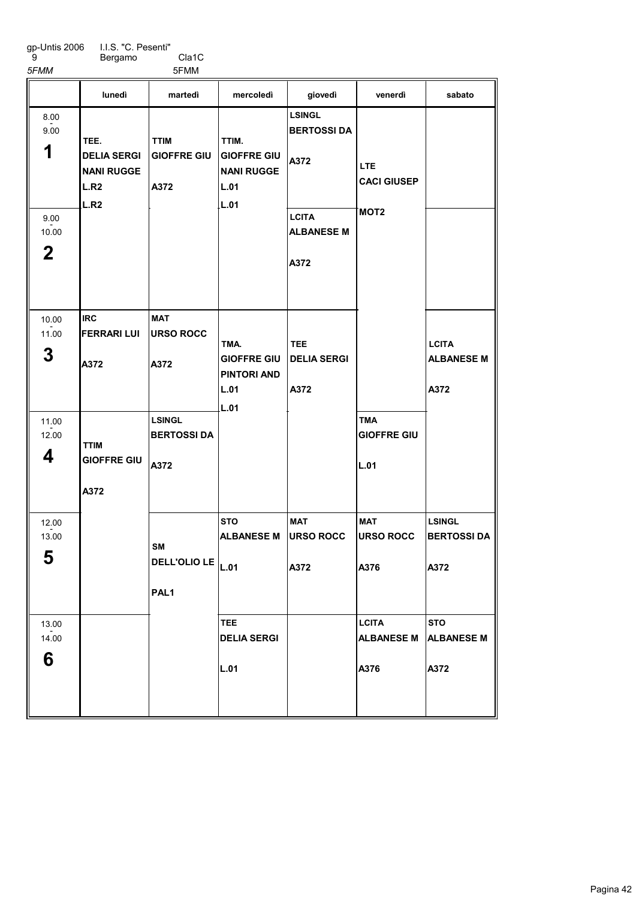gp-Untis 2006 I.I.S. "C. Pesenti"
9 Bergamo Cla1C
*5FMM* 5FMM

| | lunedì | martedì | mercoledì | giovedì | venerdì | sabato |
|---|---|---|---|---|---|---|
| 8.00 - 9.00 **1** | TEE. DELIA SERGI NANI RUGGE L.R2 L.R2 | TTIM GIOFFRE GIU A372 | TTIM. GIOFFRE GIU NANI RUGGE L.01 L.01 | LSINGL BERTOSSI DA A372 | LTE CACI GIUSEP MOT2 | |
| 9.00 - 10.00 **2** | | | | LCITA ALBANESE M A372 | | |
| 10.00 - 11.00 **3** | IRC FERRARI LUI A372 | MAT URSO ROCC A372 | TMA. GIOFFRE GIU PINTORI AND L.01 L.01 | TEE DELIA SERGI A372 | | LCITA ALBANESE M A372 |
| 11.00 - 12.00 **4** | TTIM GIOFFRE GIU A372 | LSINGL BERTOSSI DA A372 | | | TMA GIOFFRE GIU L.01 | |
| 12.00 - 13.00 **5** | | SM DELL'OLIO LE PAL1 | STO ALBANESE M L.01 | MAT URSO ROCC A372 | MAT URSO ROCC A376 | LSINGL BERTOSSI DA A372 |
| 13.00 - 14.00 **6** | | | TEE DELIA SERGI L.01 | | LCITA ALBANESE M A376 | STO ALBANESE M A372 |